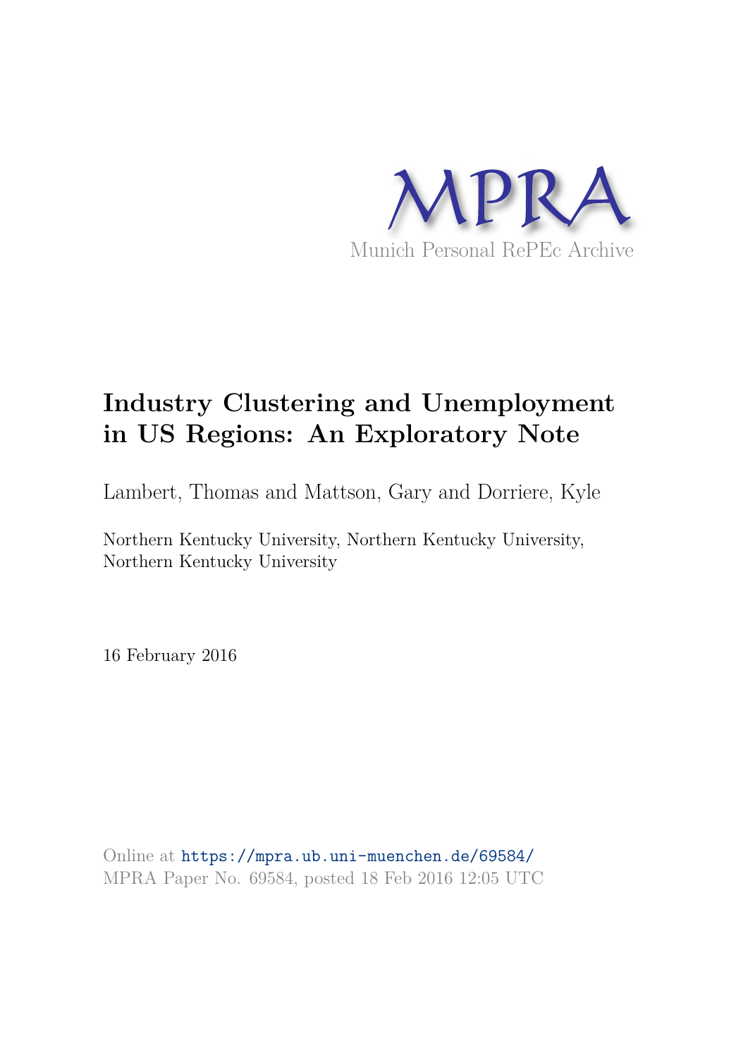MPRA

Munich Personal RePEc Archive

# Industry Clustering and Unemployment in US Regions: An Exploratory Note

Lambert, Thomas and Mattson, Gary and Dorriere, Kyle

Northern Kentucky University, Northern Kentucky University, Northern Kentucky University

16 February 2016

Online at https://mpra.ub.uni-muenchen.de/69584/
MPRA Paper No. 69584, posted 18 Feb 2016 12:05 UTC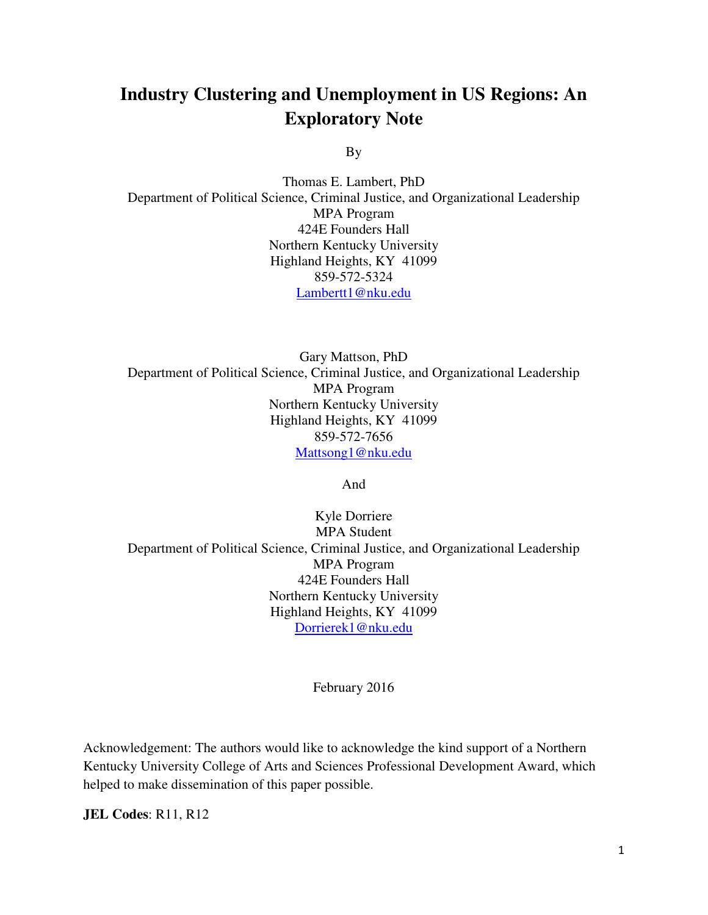# Industry Clustering and Unemployment in US Regions: An Exploratory Note

By

Thomas E. Lambert, PhD  
Department of Political Science, Criminal Justice, and Organizational Leadership  
MPA Program  
424E Founders Hall  
Northern Kentucky University  
Highland Heights, KY 41099  
859-572-5324  
Lambertt1@nku.edu

Gary Mattson, PhD  
Department of Political Science, Criminal Justice, and Organizational Leadership  
MPA Program  
Northern Kentucky University  
Highland Heights, KY 41099  
859-572-7656  
Mattsong1@nku.edu

And

Kyle Dorriere  
MPA Student  
Department of Political Science, Criminal Justice, and Organizational Leadership  
MPA Program  
424E Founders Hall  
Northern Kentucky University  
Highland Heights, KY 41099  
Dorrierek1@nku.edu

February 2016

Acknowledgement: The authors would like to acknowledge the kind support of a Northern Kentucky University College of Arts and Sciences Professional Development Award, which helped to make dissemination of this paper possible.

**JEL Codes**: R11, R12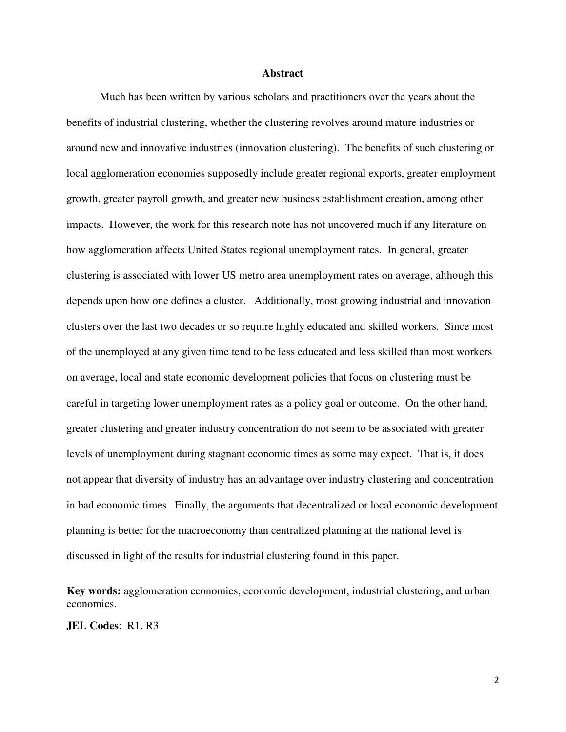## Abstract

Much has been written by various scholars and practitioners over the years about the benefits of industrial clustering, whether the clustering revolves around mature industries or around new and innovative industries (innovation clustering). The benefits of such clustering or local agglomeration economies supposedly include greater regional exports, greater employment growth, greater payroll growth, and greater new business establishment creation, among other impacts. However, the work for this research note has not uncovered much if any literature on how agglomeration affects United States regional unemployment rates. In general, greater clustering is associated with lower US metro area unemployment rates on average, although this depends upon how one defines a cluster. Additionally, most growing industrial and innovation clusters over the last two decades or so require highly educated and skilled workers. Since most of the unemployed at any given time tend to be less educated and less skilled than most workers on average, local and state economic development policies that focus on clustering must be careful in targeting lower unemployment rates as a policy goal or outcome. On the other hand, greater clustering and greater industry concentration do not seem to be associated with greater levels of unemployment during stagnant economic times as some may expect. That is, it does not appear that diversity of industry has an advantage over industry clustering and concentration in bad economic times. Finally, the arguments that decentralized or local economic development planning is better for the macroeconomy than centralized planning at the national level is discussed in light of the results for industrial clustering found in this paper.

**Key words:** agglomeration economies, economic development, industrial clustering, and urban economics.

**JEL Codes**: R1, R3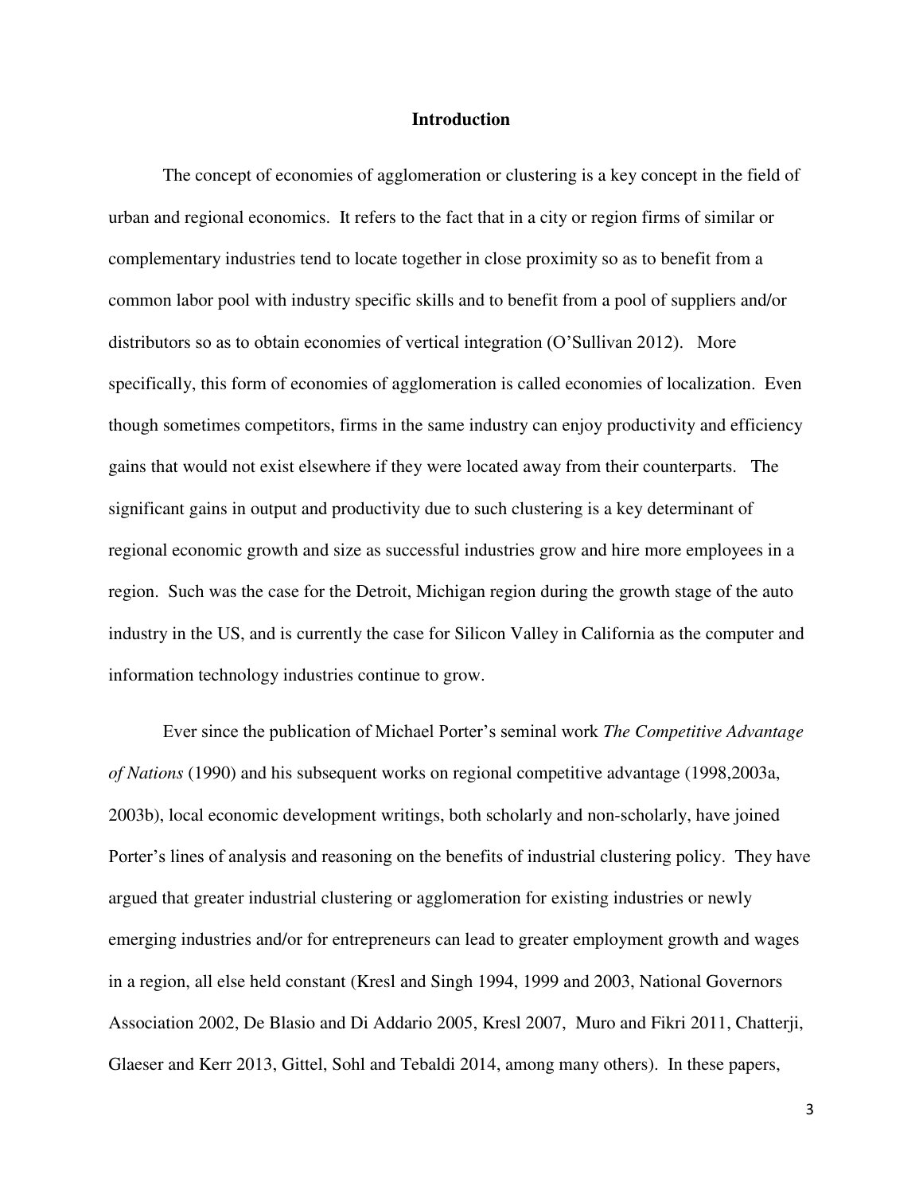## Introduction

The concept of economies of agglomeration or clustering is a key concept in the field of urban and regional economics. It refers to the fact that in a city or region firms of similar or complementary industries tend to locate together in close proximity so as to benefit from a common labor pool with industry specific skills and to benefit from a pool of suppliers and/or distributors so as to obtain economies of vertical integration (O'Sullivan 2012). More specifically, this form of economies of agglomeration is called economies of localization. Even though sometimes competitors, firms in the same industry can enjoy productivity and efficiency gains that would not exist elsewhere if they were located away from their counterparts. The significant gains in output and productivity due to such clustering is a key determinant of regional economic growth and size as successful industries grow and hire more employees in a region. Such was the case for the Detroit, Michigan region during the growth stage of the auto industry in the US, and is currently the case for Silicon Valley in California as the computer and information technology industries continue to grow.

Ever since the publication of Michael Porter's seminal work *The Competitive Advantage of Nations* (1990) and his subsequent works on regional competitive advantage (1998,2003a, 2003b), local economic development writings, both scholarly and non-scholarly, have joined Porter's lines of analysis and reasoning on the benefits of industrial clustering policy. They have argued that greater industrial clustering or agglomeration for existing industries or newly emerging industries and/or for entrepreneurs can lead to greater employment growth and wages in a region, all else held constant (Kresl and Singh 1994, 1999 and 2003, National Governors Association 2002, De Blasio and Di Addario 2005, Kresl 2007, Muro and Fikri 2011, Chatterji, Glaeser and Kerr 2013, Gittel, Sohl and Tebaldi 2014, among many others). In these papers,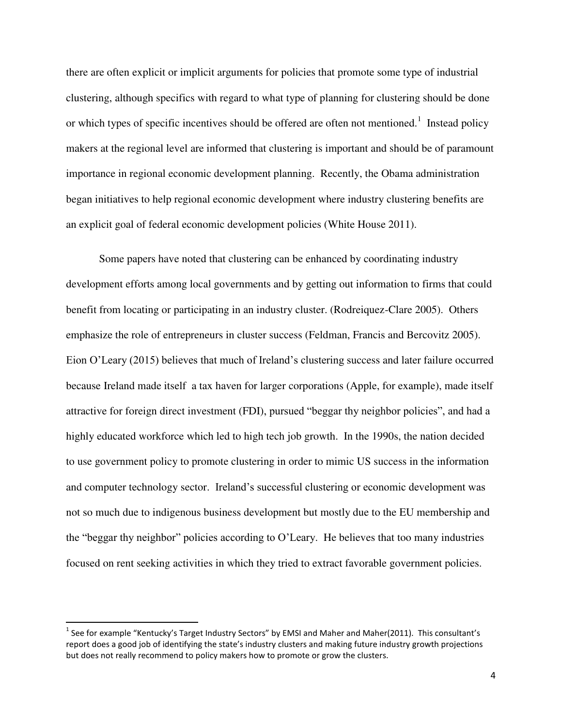there are often explicit or implicit arguments for policies that promote some type of industrial clustering, although specifics with regard to what type of planning for clustering should be done or which types of specific incentives should be offered are often not mentioned.[1] Instead policy makers at the regional level are informed that clustering is important and should be of paramount importance in regional economic development planning. Recently, the Obama administration began initiatives to help regional economic development where industry clustering benefits are an explicit goal of federal economic development policies (White House 2011).

Some papers have noted that clustering can be enhanced by coordinating industry development efforts among local governments and by getting out information to firms that could benefit from locating or participating in an industry cluster. (Rodreiquez-Clare 2005). Others emphasize the role of entrepreneurs in cluster success (Feldman, Francis and Bercovitz 2005). Eion O'Leary (2015) believes that much of Ireland's clustering success and later failure occurred because Ireland made itself a tax haven for larger corporations (Apple, for example), made itself attractive for foreign direct investment (FDI), pursued "beggar thy neighbor policies", and had a highly educated workforce which led to high tech job growth. In the 1990s, the nation decided to use government policy to promote clustering in order to mimic US success in the information and computer technology sector. Ireland's successful clustering or economic development was not so much due to indigenous business development but mostly due to the EU membership and the "beggar thy neighbor" policies according to O'Leary. He believes that too many industries focused on rent seeking activities in which they tried to extract favorable government policies.

[1] See for example "Kentucky's Target Industry Sectors" by EMSI and Maher and Maher(2011). This consultant's report does a good job of identifying the state's industry clusters and making future industry growth projections but does not really recommend to policy makers how to promote or grow the clusters.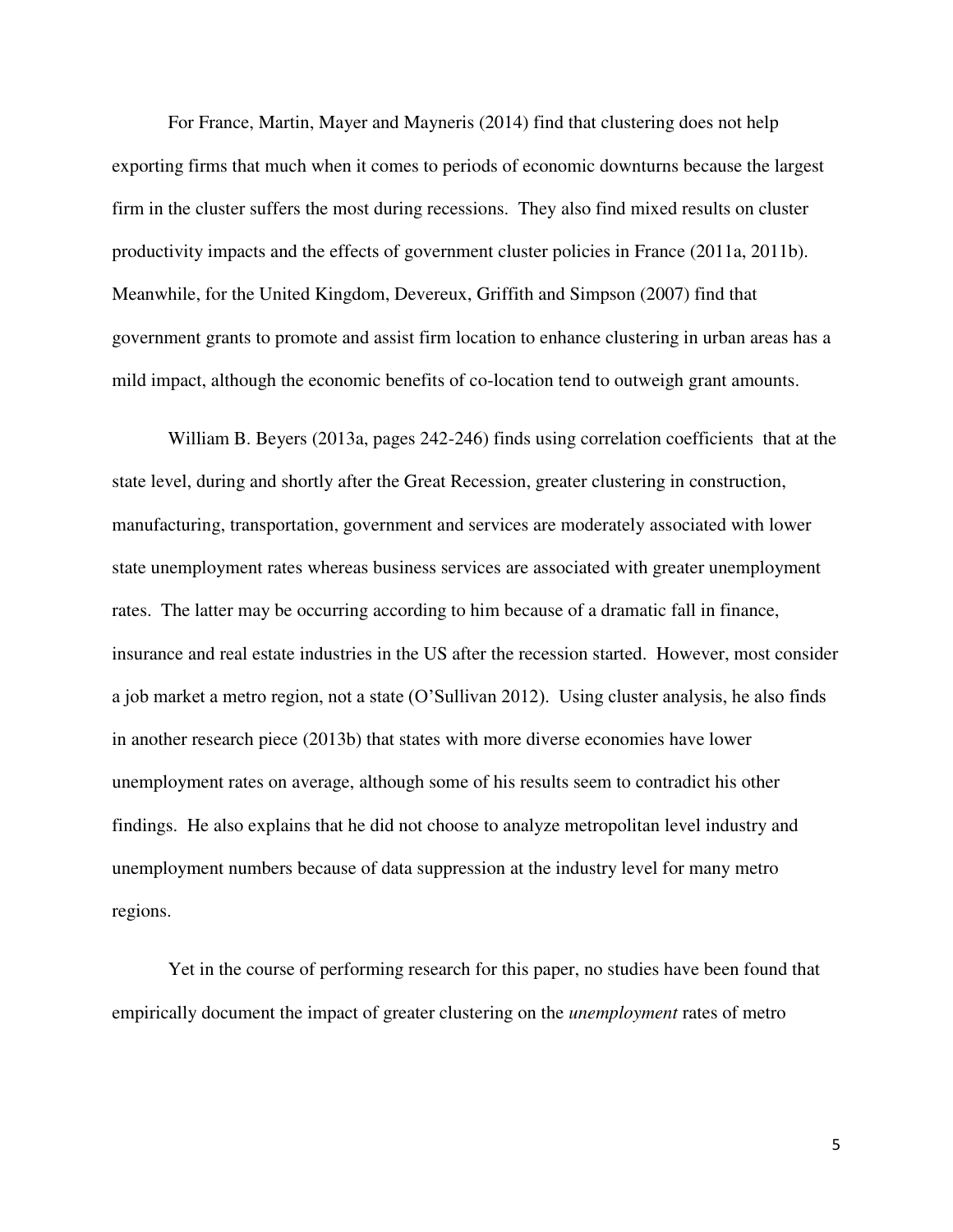For France, Martin, Mayer and Mayneris (2014) find that clustering does not help exporting firms that much when it comes to periods of economic downturns because the largest firm in the cluster suffers the most during recessions. They also find mixed results on cluster productivity impacts and the effects of government cluster policies in France (2011a, 2011b). Meanwhile, for the United Kingdom, Devereux, Griffith and Simpson (2007) find that government grants to promote and assist firm location to enhance clustering in urban areas has a mild impact, although the economic benefits of co-location tend to outweigh grant amounts.

William B. Beyers (2013a, pages 242-246) finds using correlation coefficients that at the state level, during and shortly after the Great Recession, greater clustering in construction, manufacturing, transportation, government and services are moderately associated with lower state unemployment rates whereas business services are associated with greater unemployment rates. The latter may be occurring according to him because of a dramatic fall in finance, insurance and real estate industries in the US after the recession started. However, most consider a job market a metro region, not a state (O'Sullivan 2012). Using cluster analysis, he also finds in another research piece (2013b) that states with more diverse economies have lower unemployment rates on average, although some of his results seem to contradict his other findings. He also explains that he did not choose to analyze metropolitan level industry and unemployment numbers because of data suppression at the industry level for many metro regions.

Yet in the course of performing research for this paper, no studies have been found that empirically document the impact of greater clustering on the *unemployment* rates of metro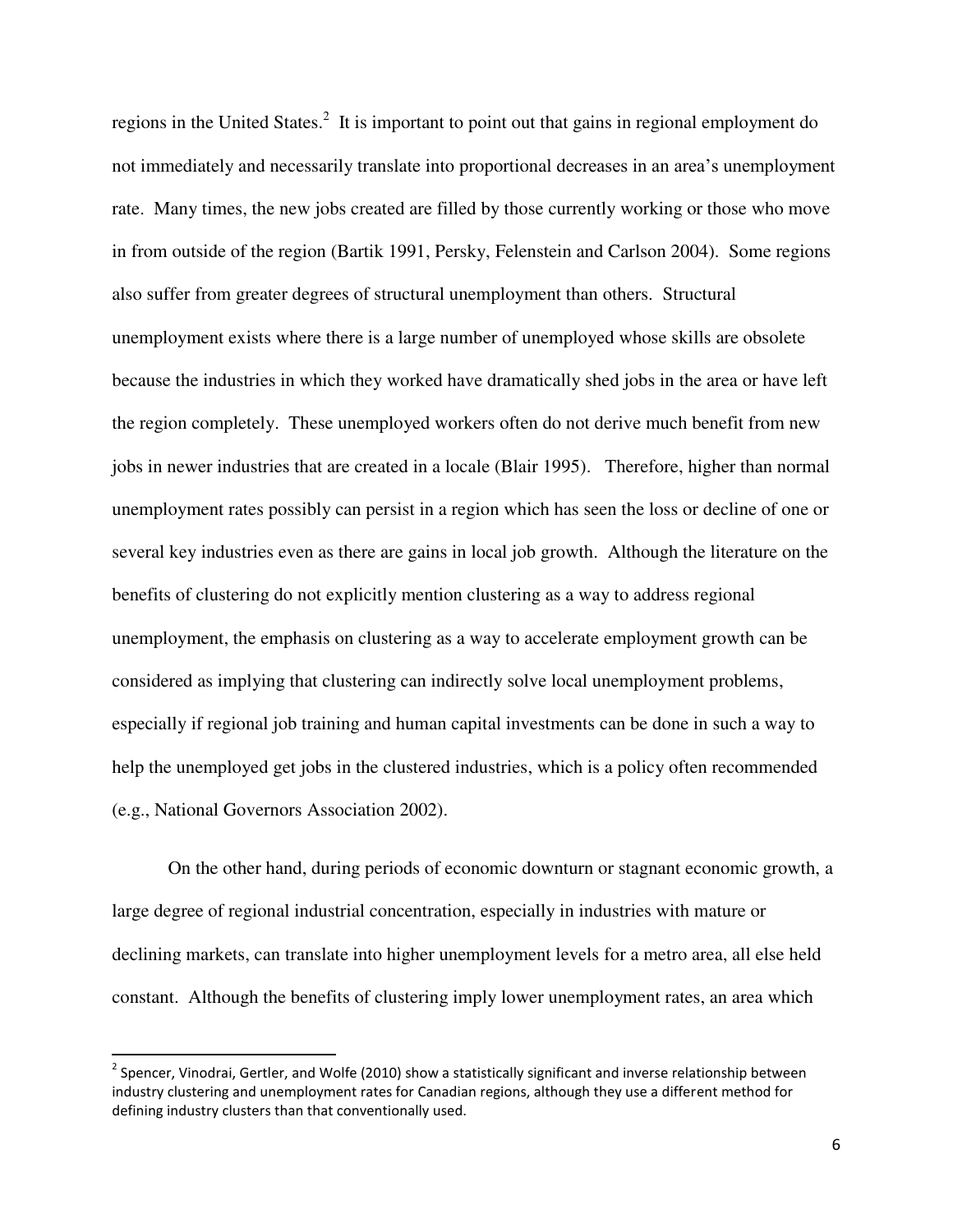regions in the United States.[2] It is important to point out that gains in regional employment do not immediately and necessarily translate into proportional decreases in an area's unemployment rate. Many times, the new jobs created are filled by those currently working or those who move in from outside of the region (Bartik 1991, Persky, Felenstein and Carlson 2004). Some regions also suffer from greater degrees of structural unemployment than others. Structural unemployment exists where there is a large number of unemployed whose skills are obsolete because the industries in which they worked have dramatically shed jobs in the area or have left the region completely. These unemployed workers often do not derive much benefit from new jobs in newer industries that are created in a locale (Blair 1995). Therefore, higher than normal unemployment rates possibly can persist in a region which has seen the loss or decline of one or several key industries even as there are gains in local job growth. Although the literature on the benefits of clustering do not explicitly mention clustering as a way to address regional unemployment, the emphasis on clustering as a way to accelerate employment growth can be considered as implying that clustering can indirectly solve local unemployment problems, especially if regional job training and human capital investments can be done in such a way to help the unemployed get jobs in the clustered industries, which is a policy often recommended (e.g., National Governors Association 2002).

On the other hand, during periods of economic downturn or stagnant economic growth, a large degree of regional industrial concentration, especially in industries with mature or declining markets, can translate into higher unemployment levels for a metro area, all else held constant. Although the benefits of clustering imply lower unemployment rates, an area which

---

[2] Spencer, Vinodrai, Gertler, and Wolfe (2010) show a statistically significant and inverse relationship between industry clustering and unemployment rates for Canadian regions, although they use a different method for defining industry clusters than that conventionally used.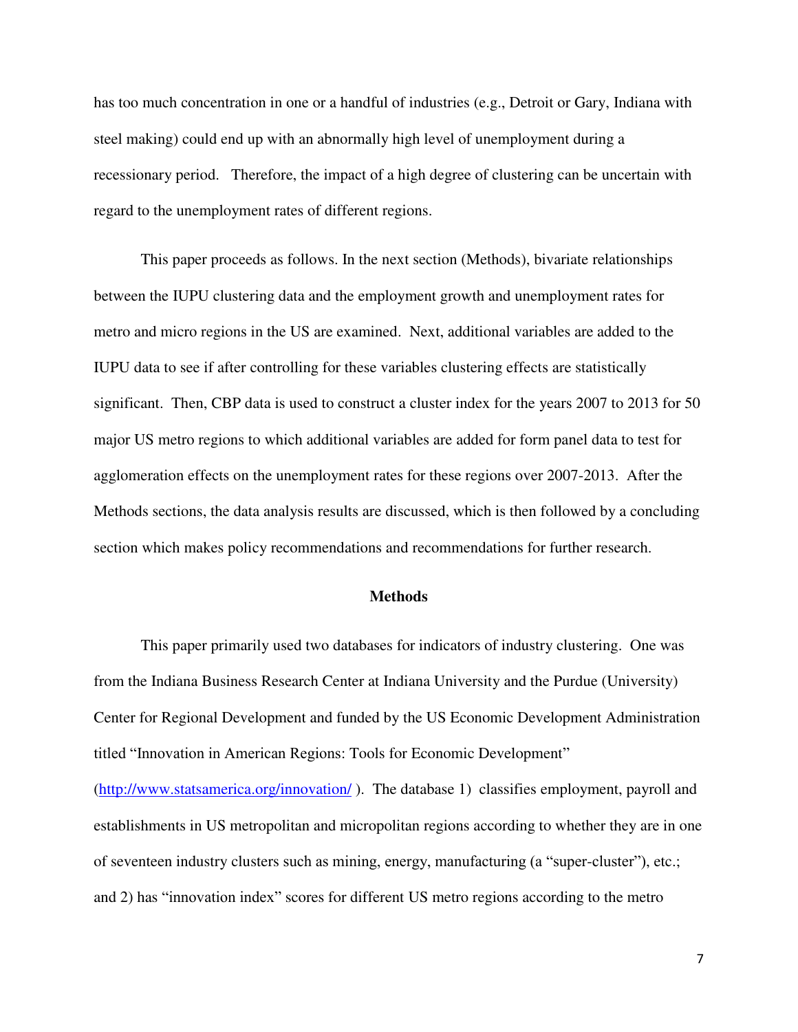has too much concentration in one or a handful of industries (e.g., Detroit or Gary, Indiana with steel making) could end up with an abnormally high level of unemployment during a recessionary period. Therefore, the impact of a high degree of clustering can be uncertain with regard to the unemployment rates of different regions.

This paper proceeds as follows. In the next section (Methods), bivariate relationships between the IUPU clustering data and the employment growth and unemployment rates for metro and micro regions in the US are examined. Next, additional variables are added to the IUPU data to see if after controlling for these variables clustering effects are statistically significant. Then, CBP data is used to construct a cluster index for the years 2007 to 2013 for 50 major US metro regions to which additional variables are added for form panel data to test for agglomeration effects on the unemployment rates for these regions over 2007-2013. After the Methods sections, the data analysis results are discussed, which is then followed by a concluding section which makes policy recommendations and recommendations for further research.

## Methods

This paper primarily used two databases for indicators of industry clustering. One was from the Indiana Business Research Center at Indiana University and the Purdue (University) Center for Regional Development and funded by the US Economic Development Administration titled "Innovation in American Regions: Tools for Economic Development" (http://www.statsamerica.org/innovation/ ). The database 1) classifies employment, payroll and establishments in US metropolitan and micropolitan regions according to whether they are in one of seventeen industry clusters such as mining, energy, manufacturing (a "super-cluster"), etc.; and 2) has "innovation index" scores for different US metro regions according to the metro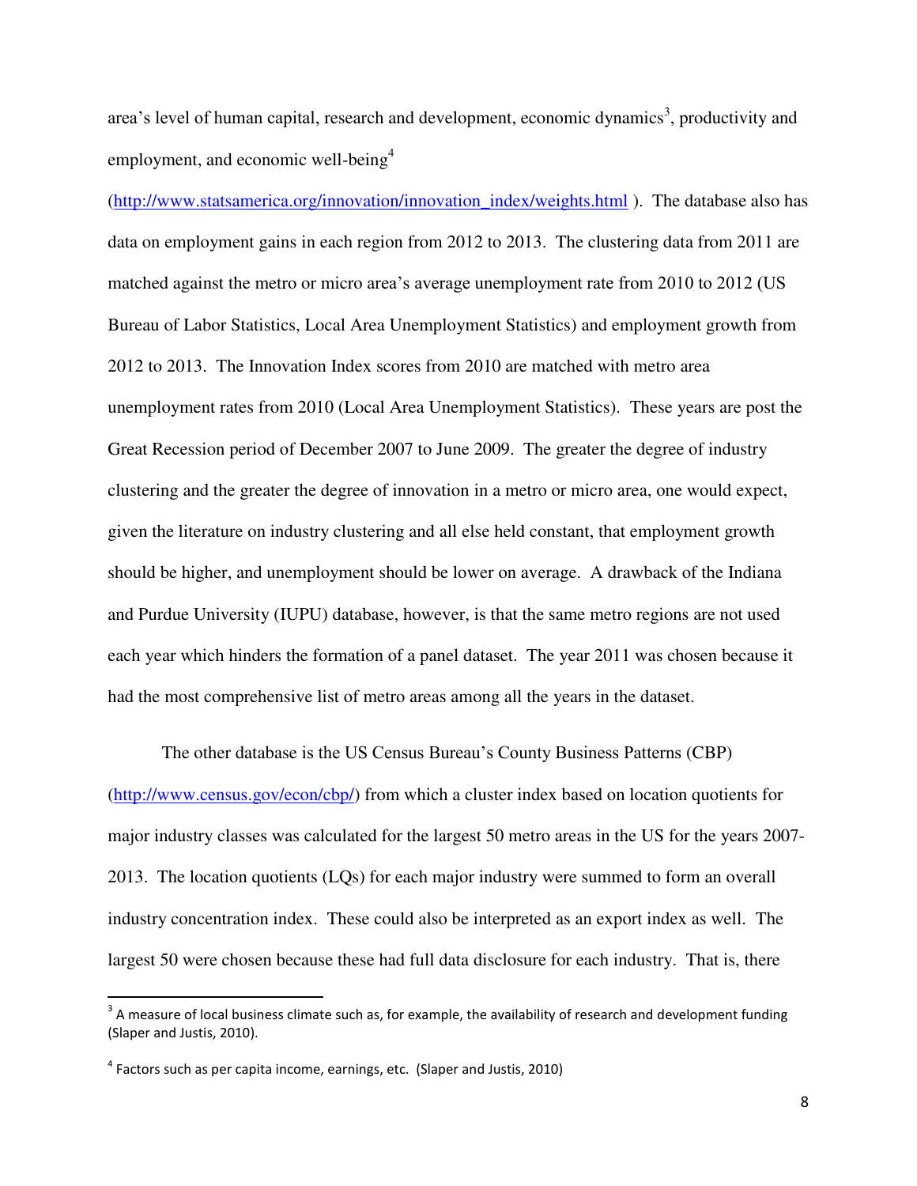area's level of human capital, research and development, economic dynamics[3], productivity and employment, and economic well-being[4] (http://www.statsamerica.org/innovation/innovation_index/weights.html ). The database also has data on employment gains in each region from 2012 to 2013. The clustering data from 2011 are matched against the metro or micro area's average unemployment rate from 2010 to 2012 (US Bureau of Labor Statistics, Local Area Unemployment Statistics) and employment growth from 2012 to 2013. The Innovation Index scores from 2010 are matched with metro area unemployment rates from 2010 (Local Area Unemployment Statistics). These years are post the Great Recession period of December 2007 to June 2009. The greater the degree of industry clustering and the greater the degree of innovation in a metro or micro area, one would expect, given the literature on industry clustering and all else held constant, that employment growth should be higher, and unemployment should be lower on average. A drawback of the Indiana and Purdue University (IUPU) database, however, is that the same metro regions are not used each year which hinders the formation of a panel dataset. The year 2011 was chosen because it had the most comprehensive list of metro areas among all the years in the dataset.

The other database is the US Census Bureau's County Business Patterns (CBP) (http://www.census.gov/econ/cbp/) from which a cluster index based on location quotients for major industry classes was calculated for the largest 50 metro areas in the US for the years 2007-2013. The location quotients (LQs) for each major industry were summed to form an overall industry concentration index. These could also be interpreted as an export index as well. The largest 50 were chosen because these had full data disclosure for each industry. That is, there

---

[3] A measure of local business climate such as, for example, the availability of research and development funding (Slaper and Justis, 2010).

[4] Factors such as per capita income, earnings, etc. (Slaper and Justis, 2010)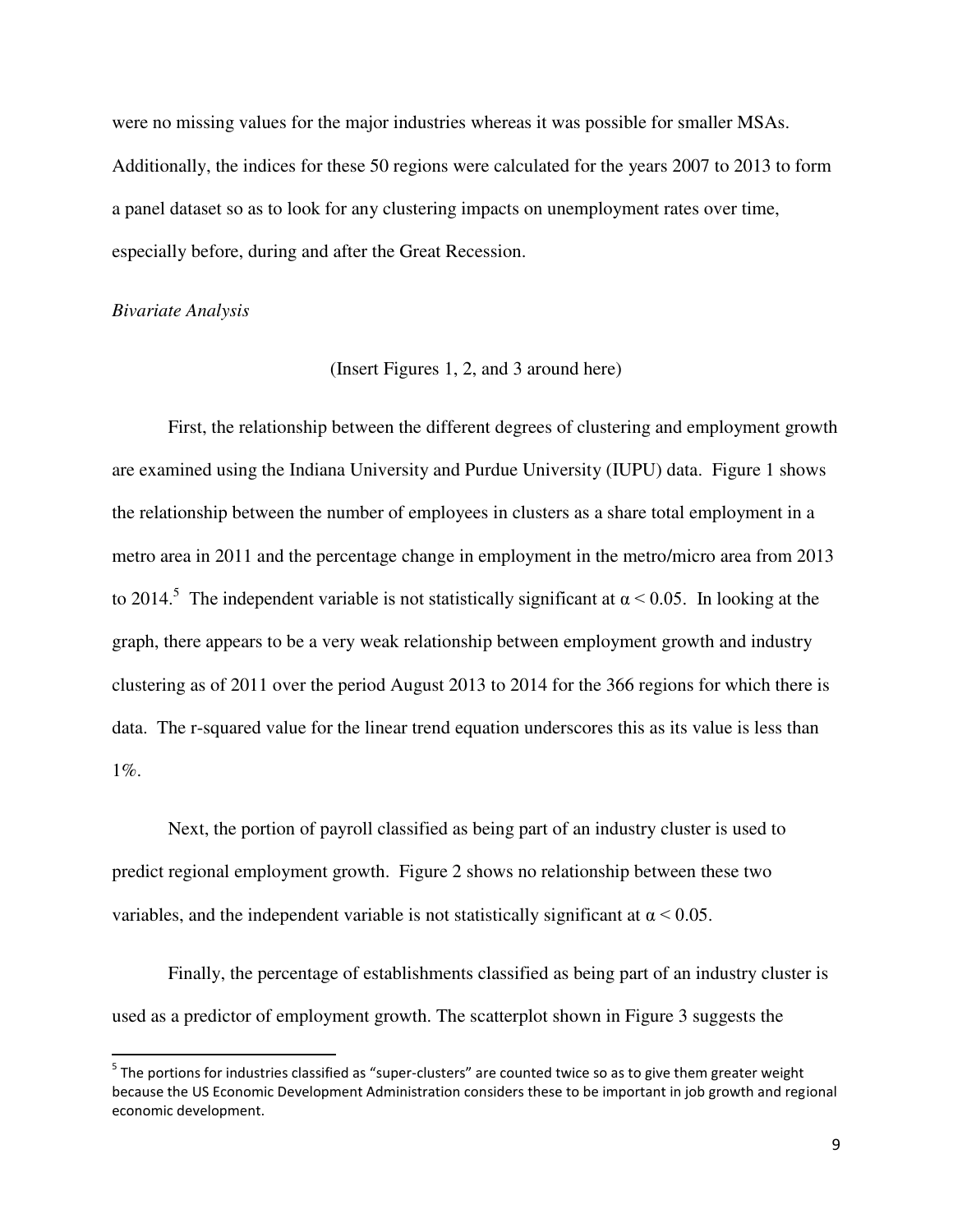were no missing values for the major industries whereas it was possible for smaller MSAs. Additionally, the indices for these 50 regions were calculated for the years 2007 to 2013 to form a panel dataset so as to look for any clustering impacts on unemployment rates over time, especially before, during and after the Great Recession.

*Bivariate Analysis*

(Insert Figures 1, 2, and 3 around here)

First, the relationship between the different degrees of clustering and employment growth are examined using the Indiana University and Purdue University (IUPU) data. Figure 1 shows the relationship between the number of employees in clusters as a share total employment in a metro area in 2011 and the percentage change in employment in the metro/micro area from 2013 to 2014.[5] The independent variable is not statistically significant at $\alpha < 0.05$. In looking at the graph, there appears to be a very weak relationship between employment growth and industry clustering as of 2011 over the period August 2013 to 2014 for the 366 regions for which there is data. The r-squared value for the linear trend equation underscores this as its value is less than 1%.

Next, the portion of payroll classified as being part of an industry cluster is used to predict regional employment growth. Figure 2 shows no relationship between these two variables, and the independent variable is not statistically significant at $\alpha < 0.05$.

Finally, the percentage of establishments classified as being part of an industry cluster is used as a predictor of employment growth. The scatterplot shown in Figure 3 suggests the

[5] The portions for industries classified as "super-clusters" are counted twice so as to give them greater weight because the US Economic Development Administration considers these to be important in job growth and regional economic development.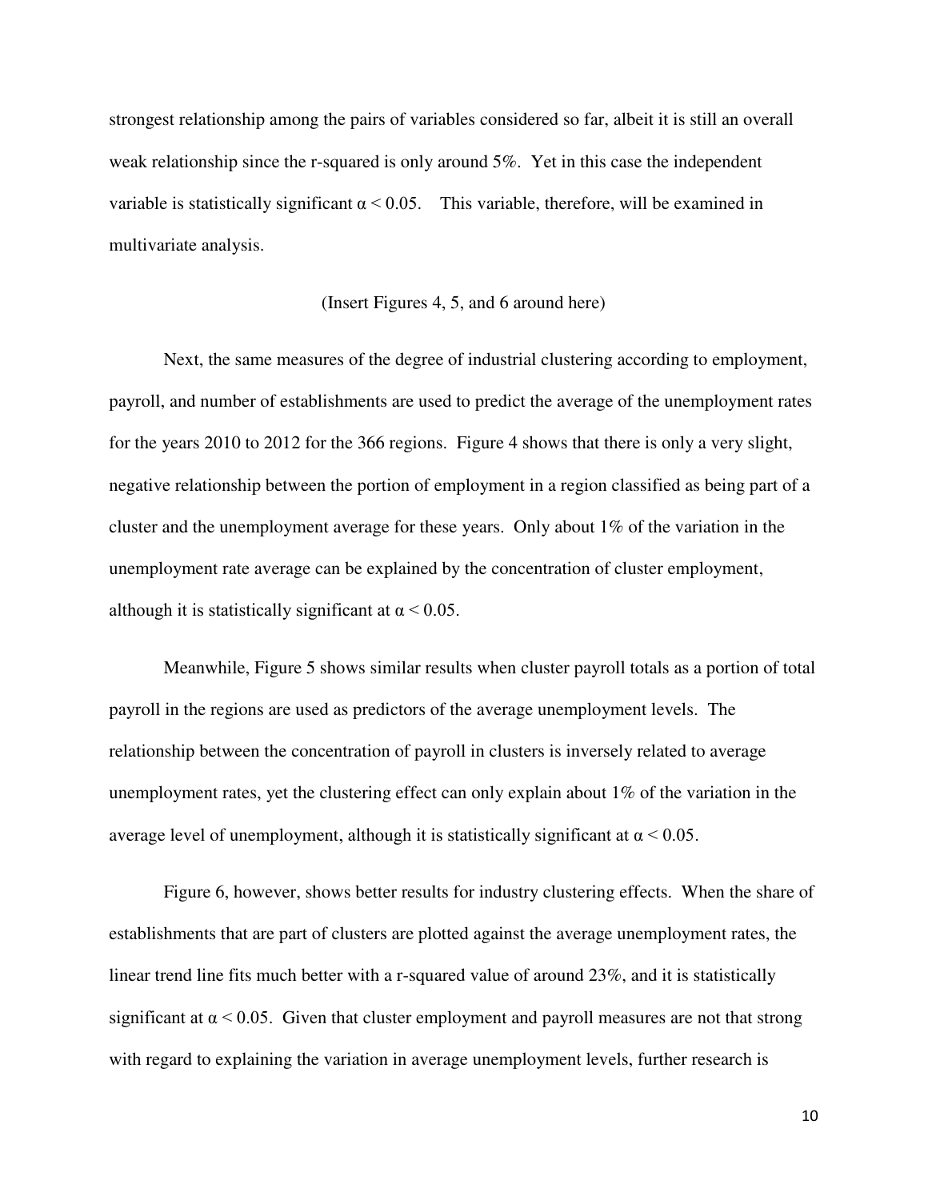strongest relationship among the pairs of variables considered so far, albeit it is still an overall weak relationship since the r-squared is only around 5%. Yet in this case the independent variable is statistically significant $\alpha < 0.05$. This variable, therefore, will be examined in multivariate analysis.

(Insert Figures 4, 5, and 6 around here)

Next, the same measures of the degree of industrial clustering according to employment, payroll, and number of establishments are used to predict the average of the unemployment rates for the years 2010 to 2012 for the 366 regions. Figure 4 shows that there is only a very slight, negative relationship between the portion of employment in a region classified as being part of a cluster and the unemployment average for these years. Only about 1% of the variation in the unemployment rate average can be explained by the concentration of cluster employment, although it is statistically significant at $\alpha < 0.05$.

Meanwhile, Figure 5 shows similar results when cluster payroll totals as a portion of total payroll in the regions are used as predictors of the average unemployment levels. The relationship between the concentration of payroll in clusters is inversely related to average unemployment rates, yet the clustering effect can only explain about 1% of the variation in the average level of unemployment, although it is statistically significant at $\alpha < 0.05$.

Figure 6, however, shows better results for industry clustering effects. When the share of establishments that are part of clusters are plotted against the average unemployment rates, the linear trend line fits much better with a r-squared value of around 23%, and it is statistically significant at $\alpha < 0.05$. Given that cluster employment and payroll measures are not that strong with regard to explaining the variation in average unemployment levels, further research is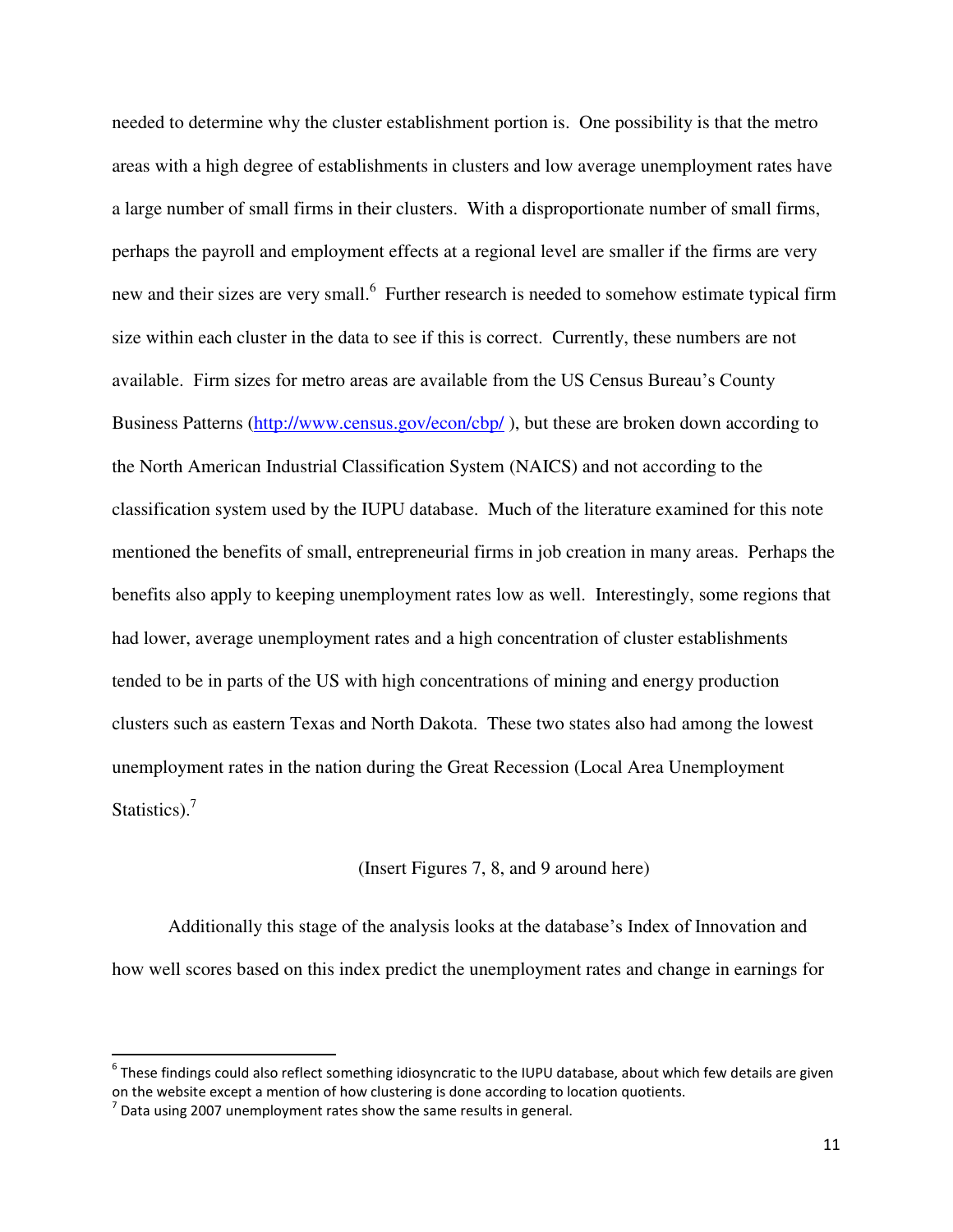needed to determine why the cluster establishment portion is. One possibility is that the metro areas with a high degree of establishments in clusters and low average unemployment rates have a large number of small firms in their clusters. With a disproportionate number of small firms, perhaps the payroll and employment effects at a regional level are smaller if the firms are very new and their sizes are very small.[6] Further research is needed to somehow estimate typical firm size within each cluster in the data to see if this is correct. Currently, these numbers are not available. Firm sizes for metro areas are available from the US Census Bureau's County Business Patterns (http://www.census.gov/econ/cbp/ ), but these are broken down according to the North American Industrial Classification System (NAICS) and not according to the classification system used by the IUPU database. Much of the literature examined for this note mentioned the benefits of small, entrepreneurial firms in job creation in many areas. Perhaps the benefits also apply to keeping unemployment rates low as well. Interestingly, some regions that had lower, average unemployment rates and a high concentration of cluster establishments tended to be in parts of the US with high concentrations of mining and energy production clusters such as eastern Texas and North Dakota. These two states also had among the lowest unemployment rates in the nation during the Great Recession (Local Area Unemployment Statistics).[7]

(Insert Figures 7, 8, and 9 around here)

Additionally this stage of the analysis looks at the database's Index of Innovation and how well scores based on this index predict the unemployment rates and change in earnings for

---

[6] These findings could also reflect something idiosyncratic to the IUPU database, about which few details are given on the website except a mention of how clustering is done according to location quotients.

[7] Data using 2007 unemployment rates show the same results in general.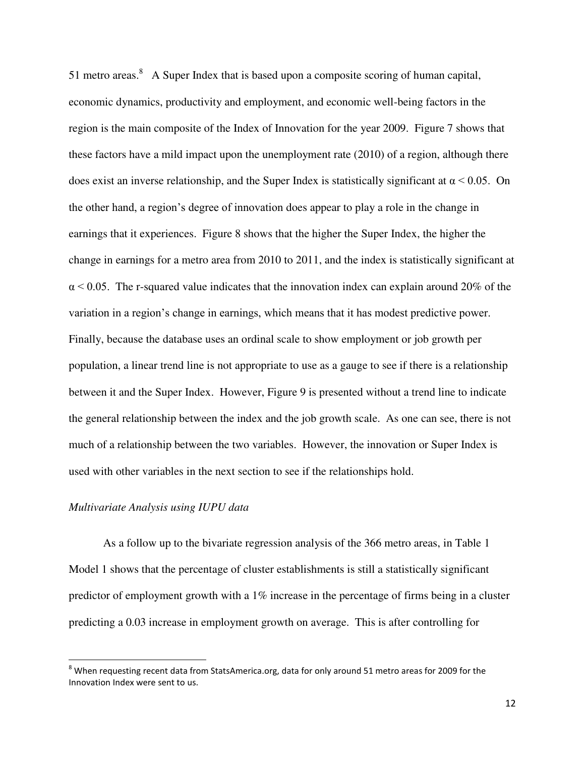51 metro areas.[8] A Super Index that is based upon a composite scoring of human capital, economic dynamics, productivity and employment, and economic well-being factors in the region is the main composite of the Index of Innovation for the year 2009. Figure 7 shows that these factors have a mild impact upon the unemployment rate (2010) of a region, although there does exist an inverse relationship, and the Super Index is statistically significant at $\alpha < 0.05$. On the other hand, a region's degree of innovation does appear to play a role in the change in earnings that it experiences. Figure 8 shows that the higher the Super Index, the higher the change in earnings for a metro area from 2010 to 2011, and the index is statistically significant at $\alpha < 0.05$. The r-squared value indicates that the innovation index can explain around 20% of the variation in a region's change in earnings, which means that it has modest predictive power. Finally, because the database uses an ordinal scale to show employment or job growth per population, a linear trend line is not appropriate to use as a gauge to see if there is a relationship between it and the Super Index. However, Figure 9 is presented without a trend line to indicate the general relationship between the index and the job growth scale. As one can see, there is not much of a relationship between the two variables. However, the innovation or Super Index is used with other variables in the next section to see if the relationships hold.

*Multivariate Analysis using IUPU data*

As a follow up to the bivariate regression analysis of the 366 metro areas, in Table 1 Model 1 shows that the percentage of cluster establishments is still a statistically significant predictor of employment growth with a 1% increase in the percentage of firms being in a cluster predicting a 0.03 increase in employment growth on average. This is after controlling for

[8] When requesting recent data from StatsAmerica.org, data for only around 51 metro areas for 2009 for the Innovation Index were sent to us.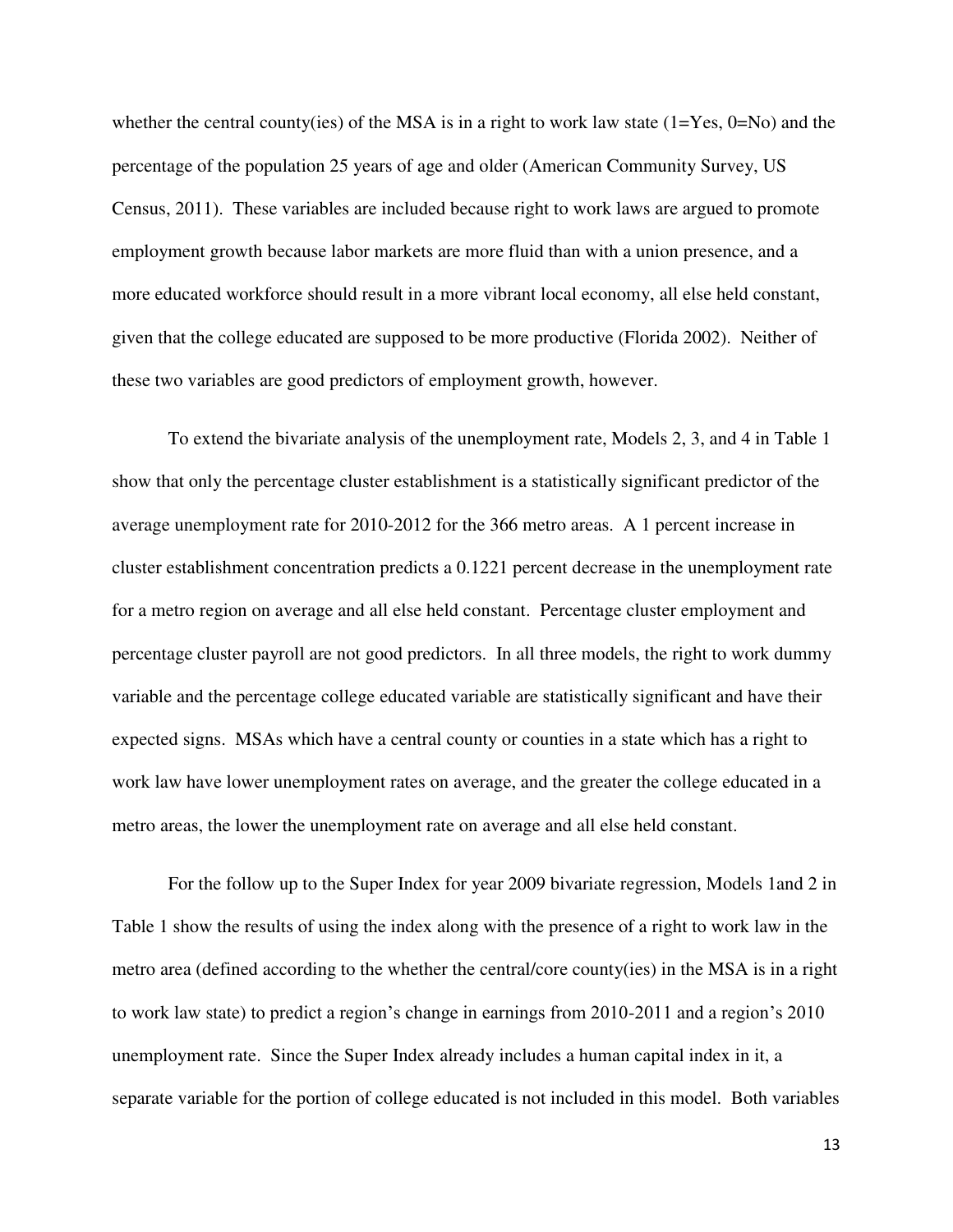whether the central county(ies) of the MSA is in a right to work law state (1=Yes, 0=No) and the percentage of the population 25 years of age and older (American Community Survey, US Census, 2011). These variables are included because right to work laws are argued to promote employment growth because labor markets are more fluid than with a union presence, and a more educated workforce should result in a more vibrant local economy, all else held constant, given that the college educated are supposed to be more productive (Florida 2002). Neither of these two variables are good predictors of employment growth, however.

To extend the bivariate analysis of the unemployment rate, Models 2, 3, and 4 in Table 1 show that only the percentage cluster establishment is a statistically significant predictor of the average unemployment rate for 2010-2012 for the 366 metro areas. A 1 percent increase in cluster establishment concentration predicts a 0.1221 percent decrease in the unemployment rate for a metro region on average and all else held constant. Percentage cluster employment and percentage cluster payroll are not good predictors. In all three models, the right to work dummy variable and the percentage college educated variable are statistically significant and have their expected signs. MSAs which have a central county or counties in a state which has a right to work law have lower unemployment rates on average, and the greater the college educated in a metro areas, the lower the unemployment rate on average and all else held constant.

For the follow up to the Super Index for year 2009 bivariate regression, Models 1and 2 in Table 1 show the results of using the index along with the presence of a right to work law in the metro area (defined according to the whether the central/core county(ies) in the MSA is in a right to work law state) to predict a region's change in earnings from 2010-2011 and a region's 2010 unemployment rate. Since the Super Index already includes a human capital index in it, a separate variable for the portion of college educated is not included in this model. Both variables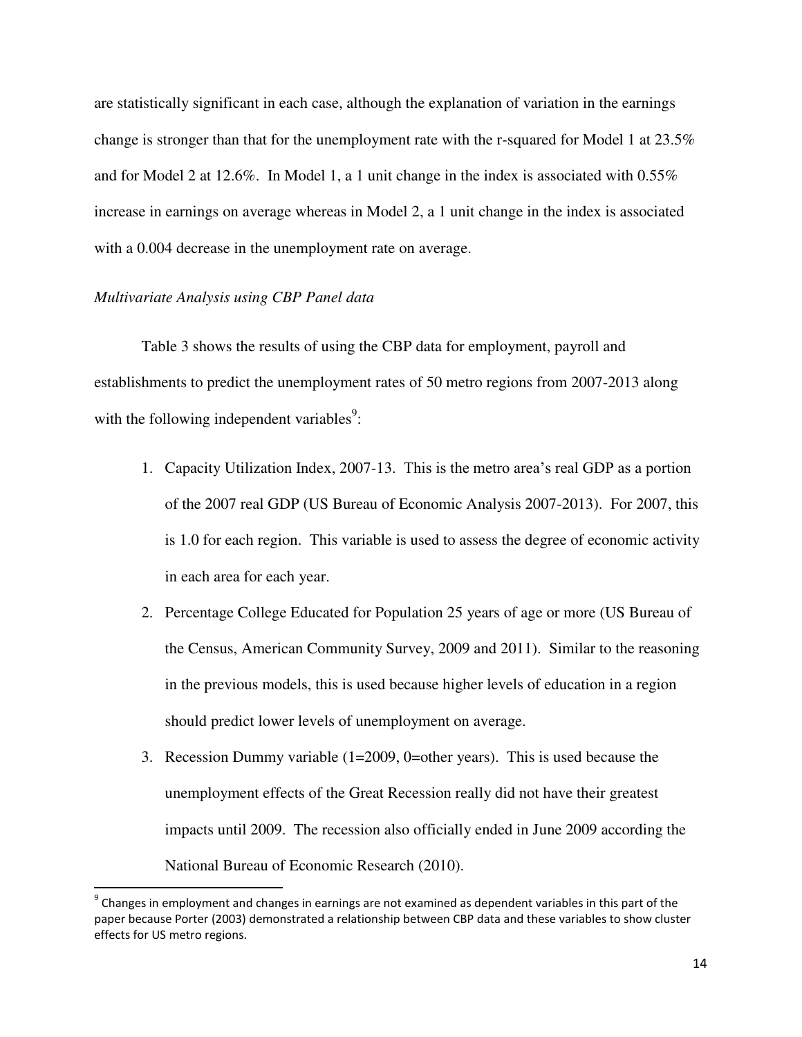are statistically significant in each case, although the explanation of variation in the earnings change is stronger than that for the unemployment rate with the r-squared for Model 1 at 23.5% and for Model 2 at 12.6%. In Model 1, a 1 unit change in the index is associated with 0.55% increase in earnings on average whereas in Model 2, a 1 unit change in the index is associated with a 0.004 decrease in the unemployment rate on average.

*Multivariate Analysis using CBP Panel data*

Table 3 shows the results of using the CBP data for employment, payroll and establishments to predict the unemployment rates of 50 metro regions from 2007-2013 along with the following independent variables[9]:

1. Capacity Utilization Index, 2007-13. This is the metro area's real GDP as a portion of the 2007 real GDP (US Bureau of Economic Analysis 2007-2013). For 2007, this is 1.0 for each region. This variable is used to assess the degree of economic activity in each area for each year.
2. Percentage College Educated for Population 25 years of age or more (US Bureau of the Census, American Community Survey, 2009 and 2011). Similar to the reasoning in the previous models, this is used because higher levels of education in a region should predict lower levels of unemployment on average.
3. Recession Dummy variable (1=2009, 0=other years). This is used because the unemployment effects of the Great Recession really did not have their greatest impacts until 2009. The recession also officially ended in June 2009 according the National Bureau of Economic Research (2010).

[9] Changes in employment and changes in earnings are not examined as dependent variables in this part of the paper because Porter (2003) demonstrated a relationship between CBP data and these variables to show cluster effects for US metro regions.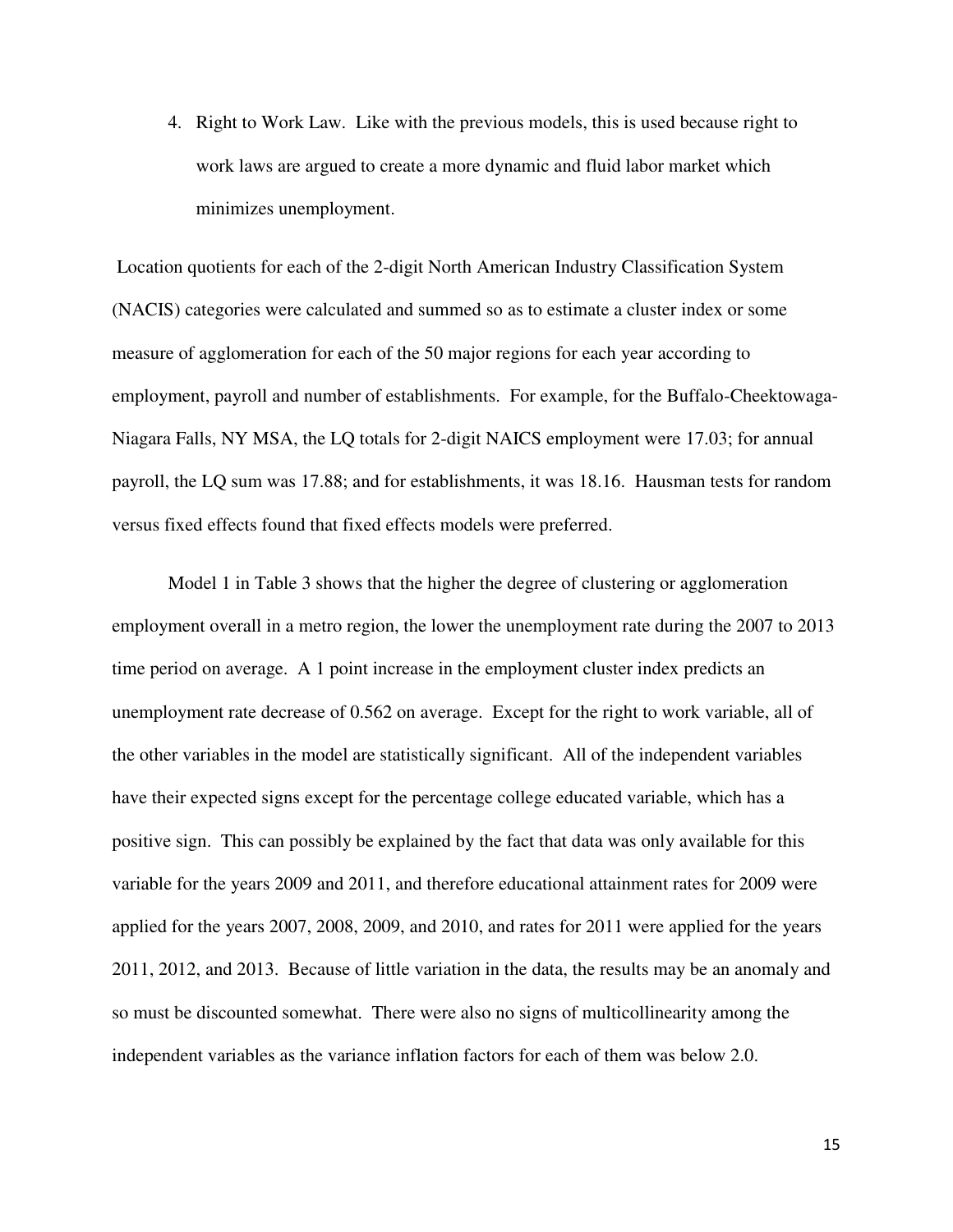4. Right to Work Law. Like with the previous models, this is used because right to work laws are argued to create a more dynamic and fluid labor market which minimizes unemployment.

Location quotients for each of the 2-digit North American Industry Classification System (NACIS) categories were calculated and summed so as to estimate a cluster index or some measure of agglomeration for each of the 50 major regions for each year according to employment, payroll and number of establishments. For example, for the Buffalo-Cheektowaga-Niagara Falls, NY MSA, the LQ totals for 2-digit NAICS employment were 17.03; for annual payroll, the LQ sum was 17.88; and for establishments, it was 18.16. Hausman tests for random versus fixed effects found that fixed effects models were preferred.

Model 1 in Table 3 shows that the higher the degree of clustering or agglomeration employment overall in a metro region, the lower the unemployment rate during the 2007 to 2013 time period on average. A 1 point increase in the employment cluster index predicts an unemployment rate decrease of 0.562 on average. Except for the right to work variable, all of the other variables in the model are statistically significant. All of the independent variables have their expected signs except for the percentage college educated variable, which has a positive sign. This can possibly be explained by the fact that data was only available for this variable for the years 2009 and 2011, and therefore educational attainment rates for 2009 were applied for the years 2007, 2008, 2009, and 2010, and rates for 2011 were applied for the years 2011, 2012, and 2013. Because of little variation in the data, the results may be an anomaly and so must be discounted somewhat. There were also no signs of multicollinearity among the independent variables as the variance inflation factors for each of them was below 2.0.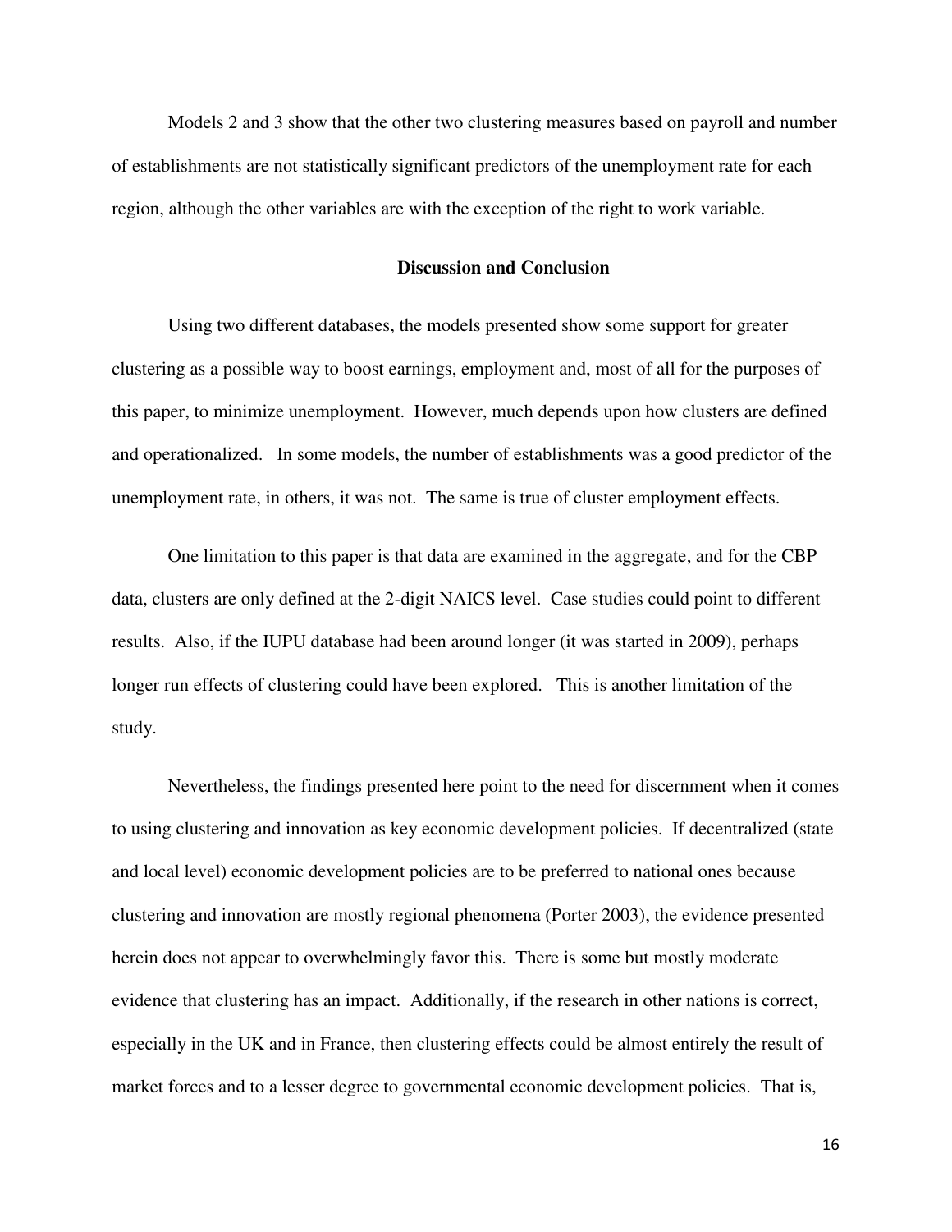Models 2 and 3 show that the other two clustering measures based on payroll and number of establishments are not statistically significant predictors of the unemployment rate for each region, although the other variables are with the exception of the right to work variable.

## Discussion and Conclusion

Using two different databases, the models presented show some support for greater clustering as a possible way to boost earnings, employment and, most of all for the purposes of this paper, to minimize unemployment. However, much depends upon how clusters are defined and operationalized. In some models, the number of establishments was a good predictor of the unemployment rate, in others, it was not. The same is true of cluster employment effects.

One limitation to this paper is that data are examined in the aggregate, and for the CBP data, clusters are only defined at the 2-digit NAICS level. Case studies could point to different results. Also, if the IUPU database had been around longer (it was started in 2009), perhaps longer run effects of clustering could have been explored. This is another limitation of the study.

Nevertheless, the findings presented here point to the need for discernment when it comes to using clustering and innovation as key economic development policies. If decentralized (state and local level) economic development policies are to be preferred to national ones because clustering and innovation are mostly regional phenomena (Porter 2003), the evidence presented herein does not appear to overwhelmingly favor this. There is some but mostly moderate evidence that clustering has an impact. Additionally, if the research in other nations is correct, especially in the UK and in France, then clustering effects could be almost entirely the result of market forces and to a lesser degree to governmental economic development policies. That is,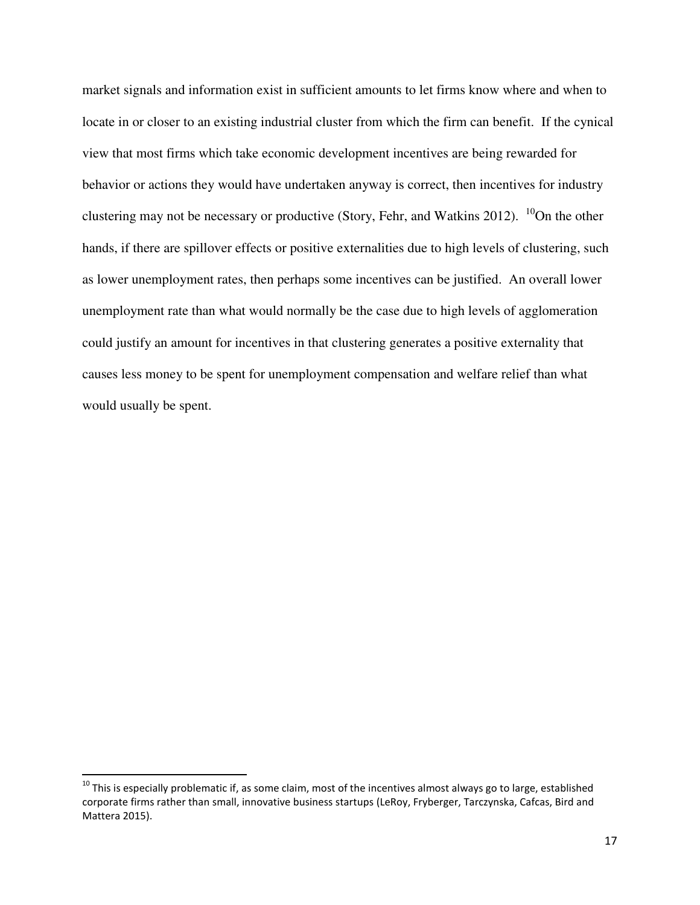market signals and information exist in sufficient amounts to let firms know where and when to locate in or closer to an existing industrial cluster from which the firm can benefit. If the cynical view that most firms which take economic development incentives are being rewarded for behavior or actions they would have undertaken anyway is correct, then incentives for industry clustering may not be necessary or productive (Story, Fehr, and Watkins 2012). [10]On the other hands, if there are spillover effects or positive externalities due to high levels of clustering, such as lower unemployment rates, then perhaps some incentives can be justified. An overall lower unemployment rate than what would normally be the case due to high levels of agglomeration could justify an amount for incentives in that clustering generates a positive externality that causes less money to be spent for unemployment compensation and welfare relief than what would usually be spent.

[10] This is especially problematic if, as some claim, most of the incentives almost always go to large, established corporate firms rather than small, innovative business startups (LeRoy, Fryberger, Tarczynska, Cafcas, Bird and Mattera 2015).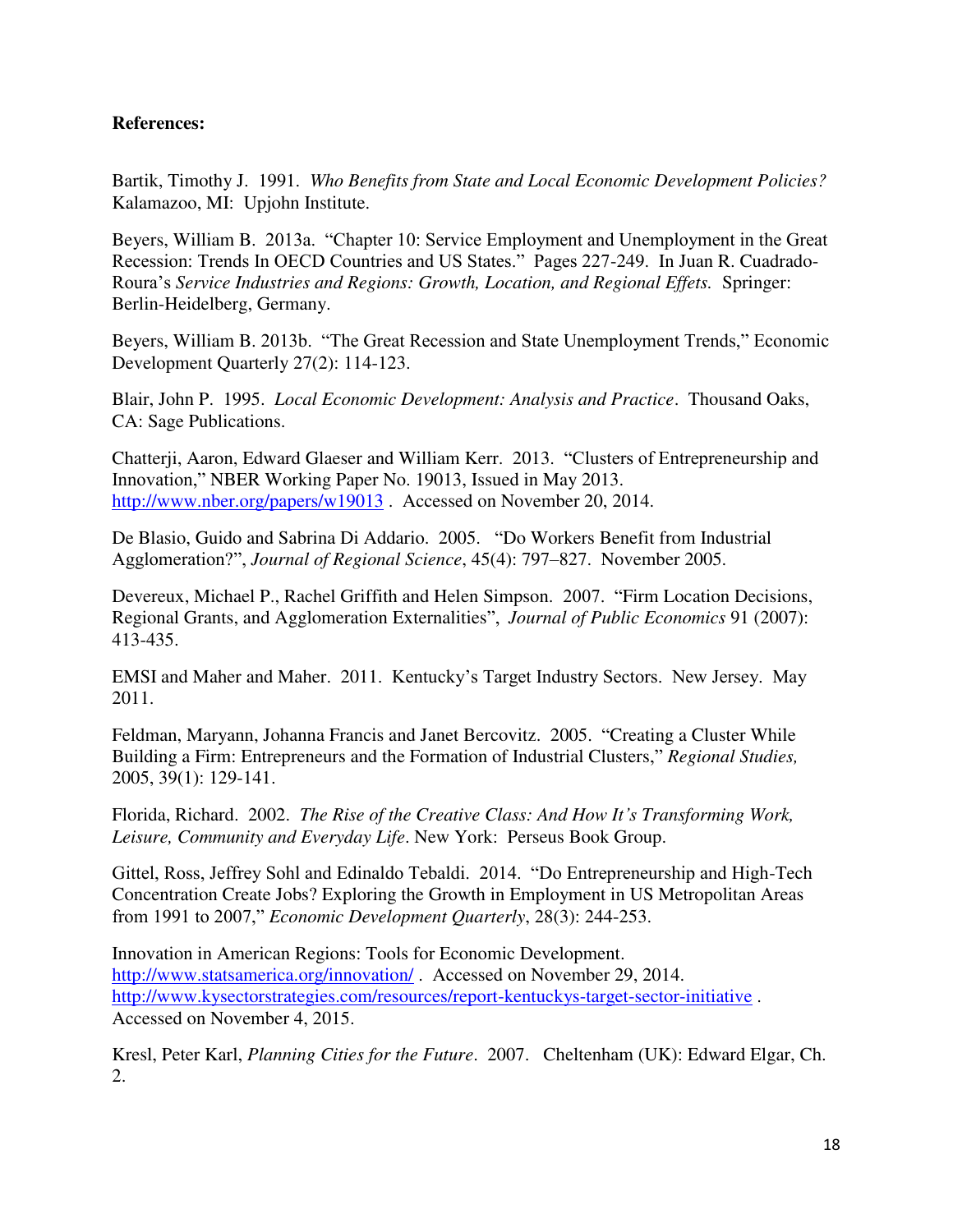**References:**

Bartik, Timothy J. 1991. *Who Benefits from State and Local Economic Development Policies?* Kalamazoo, MI: Upjohn Institute.

Beyers, William B. 2013a. "Chapter 10: Service Employment and Unemployment in the Great Recession: Trends In OECD Countries and US States." Pages 227-249. In Juan R. Cuadrado-Roura's *Service Industries and Regions: Growth, Location, and Regional Effets.* Springer: Berlin-Heidelberg, Germany.

Beyers, William B. 2013b. "The Great Recession and State Unemployment Trends," Economic Development Quarterly 27(2): 114-123.

Blair, John P. 1995. *Local Economic Development: Analysis and Practice*. Thousand Oaks, CA: Sage Publications.

Chatterji, Aaron, Edward Glaeser and William Kerr. 2013. "Clusters of Entrepreneurship and Innovation," NBER Working Paper No. 19013, Issued in May 2013. http://www.nber.org/papers/w19013 . Accessed on November 20, 2014.

De Blasio, Guido and Sabrina Di Addario. 2005. "Do Workers Benefit from Industrial Agglomeration?", *Journal of Regional Science*, 45(4): 797–827. November 2005.

Devereux, Michael P., Rachel Griffith and Helen Simpson. 2007. "Firm Location Decisions, Regional Grants, and Agglomeration Externalities", *Journal of Public Economics* 91 (2007): 413-435.

EMSI and Maher and Maher. 2011. Kentucky's Target Industry Sectors. New Jersey. May 2011.

Feldman, Maryann, Johanna Francis and Janet Bercovitz. 2005. "Creating a Cluster While Building a Firm: Entrepreneurs and the Formation of Industrial Clusters," *Regional Studies,* 2005, 39(1): 129-141.

Florida, Richard. 2002. *The Rise of the Creative Class: And How It's Transforming Work, Leisure, Community and Everyday Life*. New York: Perseus Book Group.

Gittel, Ross, Jeffrey Sohl and Edinaldo Tebaldi. 2014. "Do Entrepreneurship and High-Tech Concentration Create Jobs? Exploring the Growth in Employment in US Metropolitan Areas from 1991 to 2007," *Economic Development Quarterly*, 28(3): 244-253.

Innovation in American Regions: Tools for Economic Development. http://www.statsamerica.org/innovation/ . Accessed on November 29, 2014. http://www.kysectorstrategies.com/resources/report-kentuckys-target-sector-initiative . Accessed on November 4, 2015.

Kresl, Peter Karl, *Planning Cities for the Future*. 2007. Cheltenham (UK): Edward Elgar, Ch. 2.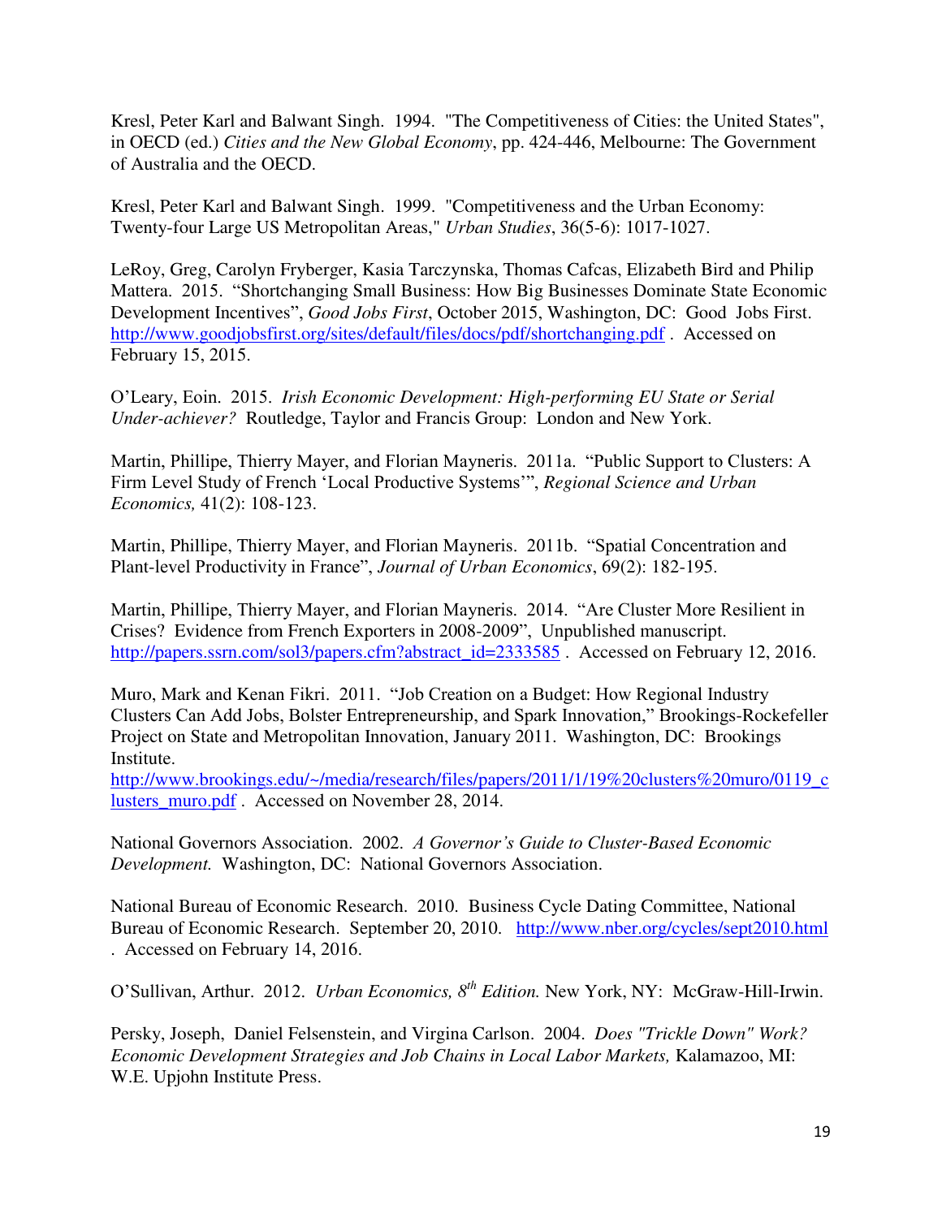Kresl, Peter Karl and Balwant Singh. 1994. "The Competitiveness of Cities: the United States", in OECD (ed.) *Cities and the New Global Economy*, pp. 424-446, Melbourne: The Government of Australia and the OECD.

Kresl, Peter Karl and Balwant Singh. 1999. "Competitiveness and the Urban Economy: Twenty-four Large US Metropolitan Areas," *Urban Studies*, 36(5-6): 1017-1027.

LeRoy, Greg, Carolyn Fryberger, Kasia Tarczynska, Thomas Cafcas, Elizabeth Bird and Philip Mattera. 2015. “Shortchanging Small Business: How Big Businesses Dominate State Economic Development Incentives”, *Good Jobs First*, October 2015, Washington, DC: Good Jobs First. http://www.goodjobsfirst.org/sites/default/files/docs/pdf/shortchanging.pdf . Accessed on February 15, 2015.

O’Leary, Eoin. 2015. *Irish Economic Development: High-performing EU State or Serial Under-achiever?* Routledge, Taylor and Francis Group: London and New York.

Martin, Phillipe, Thierry Mayer, and Florian Mayneris. 2011a. “Public Support to Clusters: A Firm Level Study of French ‘Local Productive Systems’”, *Regional Science and Urban Economics,* 41(2): 108-123.

Martin, Phillipe, Thierry Mayer, and Florian Mayneris. 2011b. “Spatial Concentration and Plant-level Productivity in France”, *Journal of Urban Economics*, 69(2): 182-195.

Martin, Phillipe, Thierry Mayer, and Florian Mayneris. 2014. “Are Cluster More Resilient in Crises? Evidence from French Exporters in 2008-2009”, Unpublished manuscript. http://papers.ssrn.com/sol3/papers.cfm?abstract_id=2333585 . Accessed on February 12, 2016.

Muro, Mark and Kenan Fikri. 2011. “Job Creation on a Budget: How Regional Industry Clusters Can Add Jobs, Bolster Entrepreneurship, and Spark Innovation,” Brookings-Rockefeller Project on State and Metropolitan Innovation, January 2011. Washington, DC: Brookings Institute. http://www.brookings.edu/~/media/research/files/papers/2011/1/19%20clusters%20muro/0119_clusters_muro.pdf . Accessed on November 28, 2014.

National Governors Association. 2002. *A Governor’s Guide to Cluster-Based Economic Development.* Washington, DC: National Governors Association.

National Bureau of Economic Research. 2010. Business Cycle Dating Committee, National Bureau of Economic Research. September 20, 2010. http://www.nber.org/cycles/sept2010.html . Accessed on February 14, 2016.

O’Sullivan, Arthur. 2012. *Urban Economics, 8th Edition.* New York, NY: McGraw-Hill-Irwin.

Persky, Joseph, Daniel Felsenstein, and Virgina Carlson. 2004. *Does "Trickle Down" Work? Economic Development Strategies and Job Chains in Local Labor Markets,* Kalamazoo, MI: W.E. Upjohn Institute Press.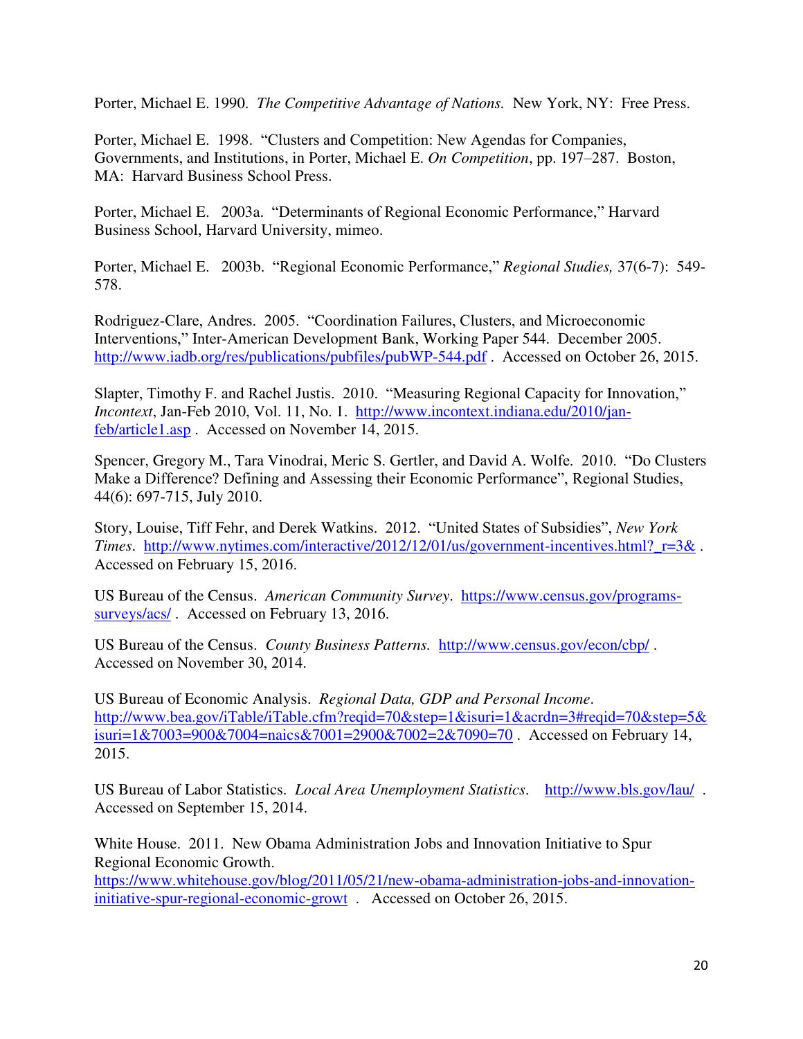Porter, Michael E. 1990. *The Competitive Advantage of Nations.* New York, NY: Free Press.

Porter, Michael E. 1998. "Clusters and Competition: New Agendas for Companies, Governments, and Institutions, in Porter, Michael E. *On Competition*, pp. 197–287. Boston, MA: Harvard Business School Press.

Porter, Michael E. 2003a. "Determinants of Regional Economic Performance," Harvard Business School, Harvard University, mimeo.

Porter, Michael E. 2003b. "Regional Economic Performance," *Regional Studies,* 37(6-7): 549-578.

Rodriguez-Clare, Andres. 2005. "Coordination Failures, Clusters, and Microeconomic Interventions," Inter-American Development Bank, Working Paper 544. December 2005. http://www.iadb.org/res/publications/pubfiles/pubWP-544.pdf . Accessed on October 26, 2015.

Slapter, Timothy F. and Rachel Justis. 2010. "Measuring Regional Capacity for Innovation," *Incontext*, Jan-Feb 2010, Vol. 11, No. 1. http://www.incontext.indiana.edu/2010/jan-feb/article1.asp . Accessed on November 14, 2015.

Spencer, Gregory M., Tara Vinodrai, Meric S. Gertler, and David A. Wolfe. 2010. "Do Clusters Make a Difference? Defining and Assessing their Economic Performance", Regional Studies, 44(6): 697-715, July 2010.

Story, Louise, Tiff Fehr, and Derek Watkins. 2012. "United States of Subsidies", *New York Times*. http://www.nytimes.com/interactive/2012/12/01/us/government-incentives.html?_r=3& . Accessed on February 15, 2016.

US Bureau of the Census. *American Community Survey*. https://www.census.gov/programs-surveys/acs/ . Accessed on February 13, 2016.

US Bureau of the Census. *County Business Patterns.* http://www.census.gov/econ/cbp/ . Accessed on November 30, 2014.

US Bureau of Economic Analysis. *Regional Data, GDP and Personal Income*. http://www.bea.gov/iTable/iTable.cfm?reqid=70&step=1&isuri=1&acrdn=3#reqid=70&step=5&isuri=1&7003=900&7004=naics&7001=2900&7002=2&7090=70 . Accessed on February 14, 2015.

US Bureau of Labor Statistics. *Local Area Unemployment Statistics*. http://www.bls.gov/lau/ . Accessed on September 15, 2014.

White House. 2011. New Obama Administration Jobs and Innovation Initiative to Spur Regional Economic Growth. https://www.whitehouse.gov/blog/2011/05/21/new-obama-administration-jobs-and-innovation-initiative-spur-regional-economic-growt . Accessed on October 26, 2015.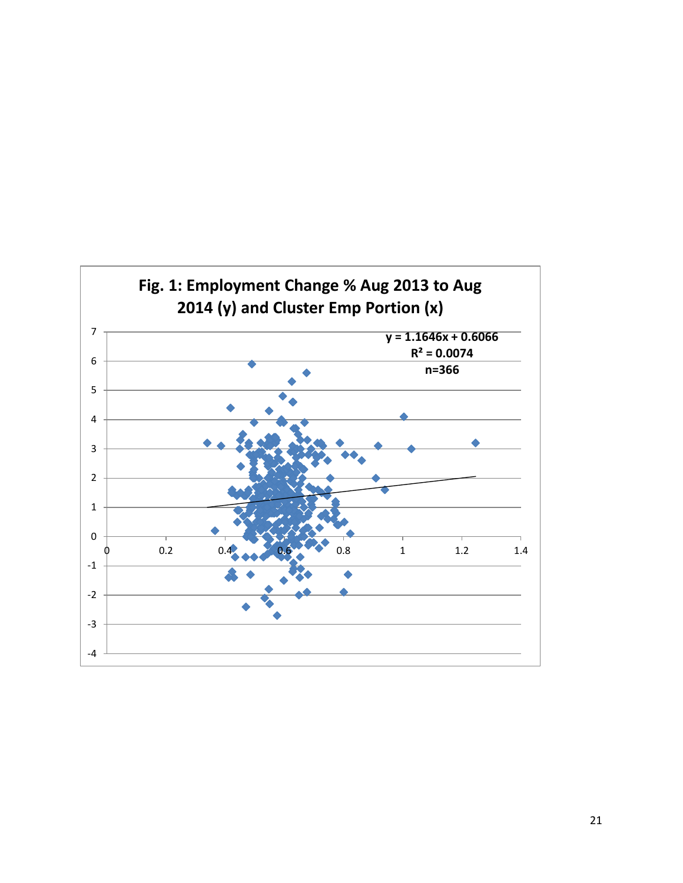**Fig. 1: Employment Change % Aug 2013 to Aug 2014 (y) and Cluster Emp Portion (x)**

$y = 1.1646x + 0.6066$

$R^2 = 0.0074$

n=366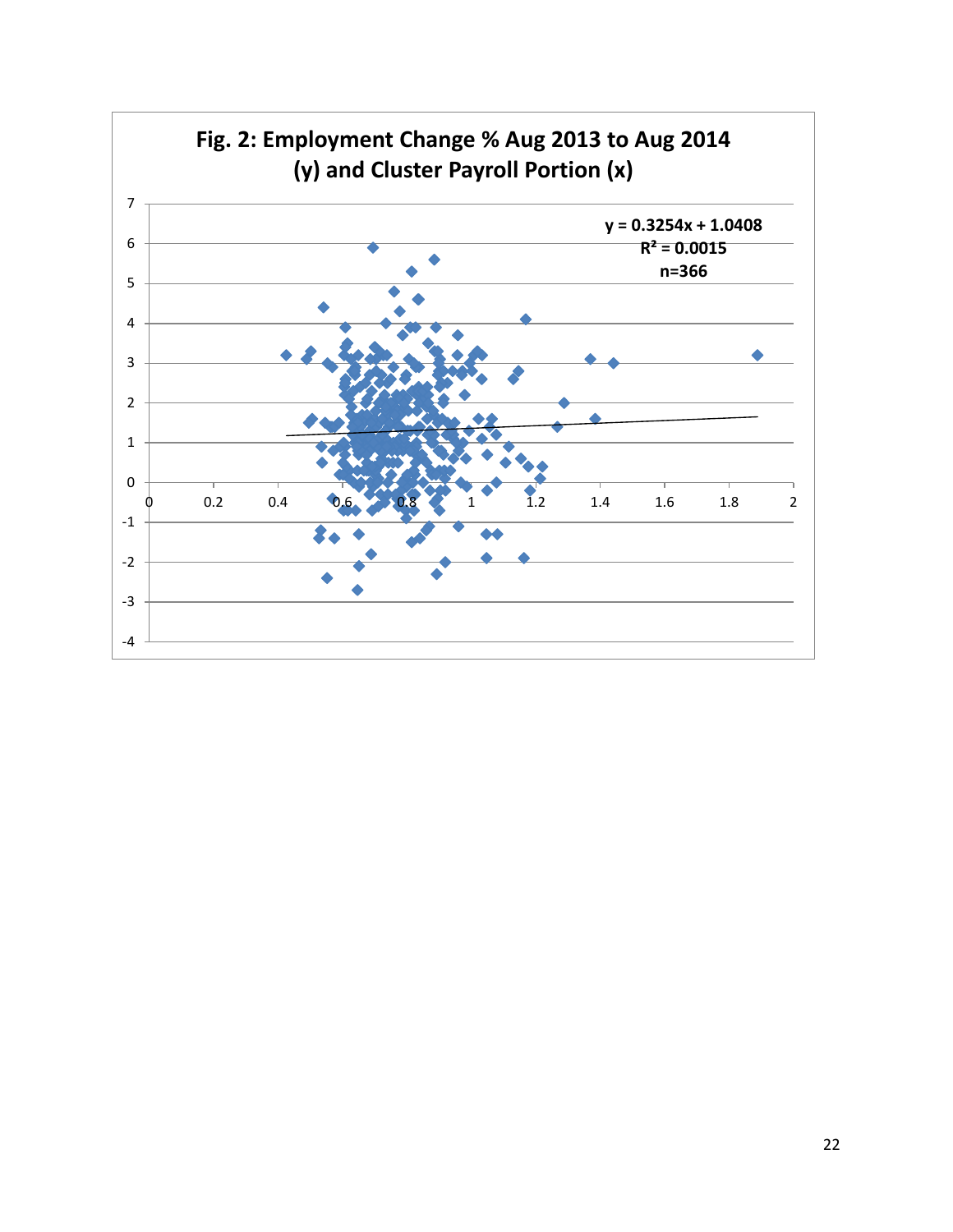**Fig. 2: Employment Change % Aug 2013 to Aug 2014 (y) and Cluster Payroll Portion (x)**

$y = 0.3254x + 1.0408$

$R^2 = 0.0015$

n=366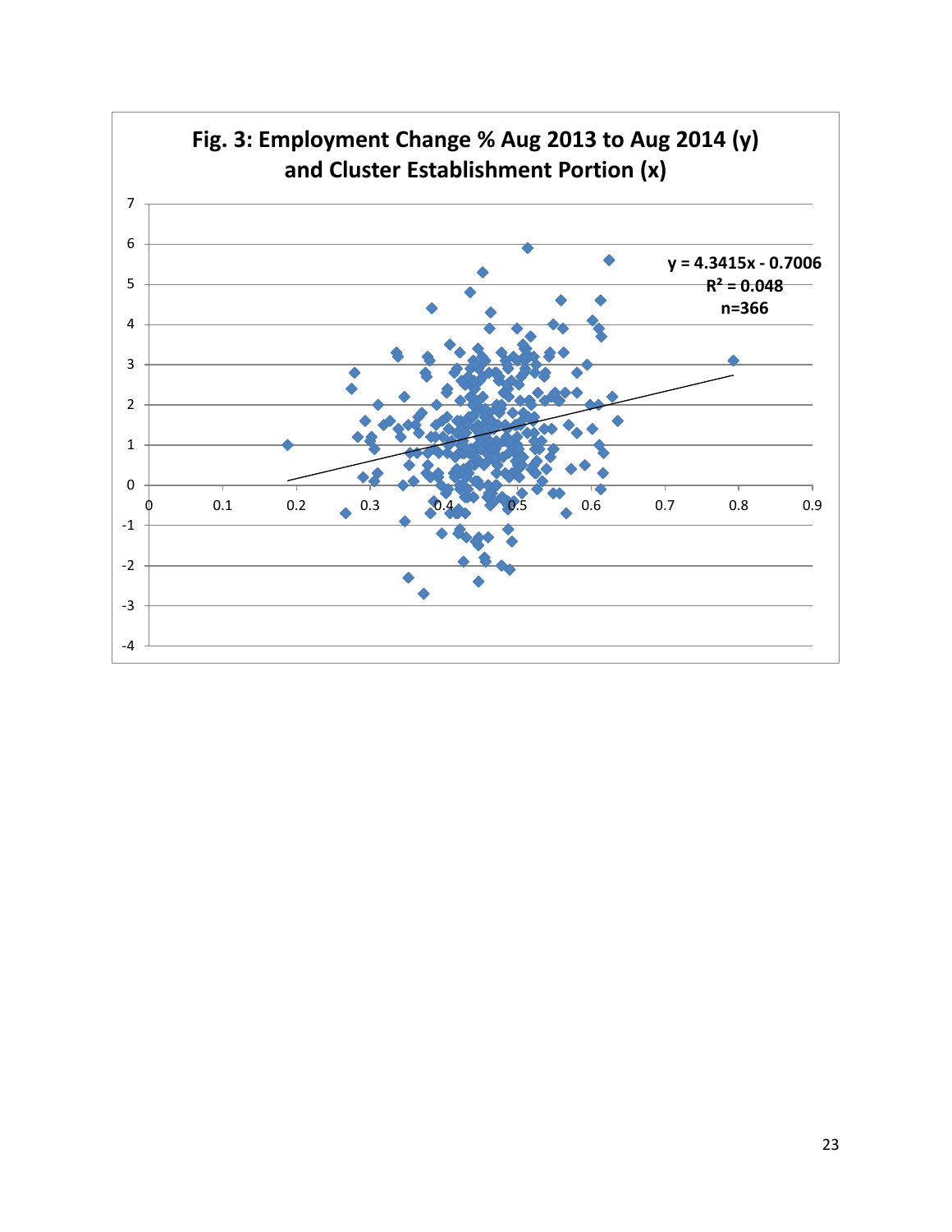**Fig. 3: Employment Change % Aug 2013 to Aug 2014 (y) and Cluster Establishment Portion (x)**

$y = 4.3415x - 0.7006$

$R^2 = 0.048$

n=366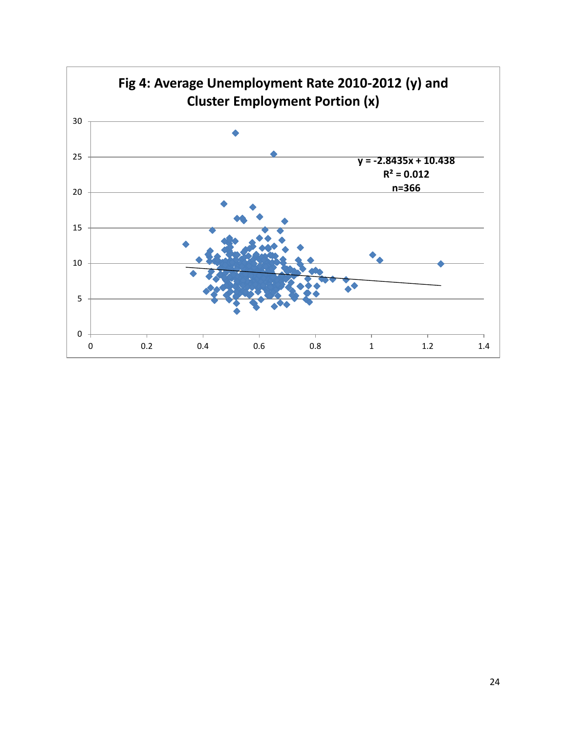**Fig 4: Average Unemployment Rate 2010-2012 (y) and Cluster Employment Portion (x)**

$y = -2.8435x + 10.438$

$R^2 = 0.012$

n=366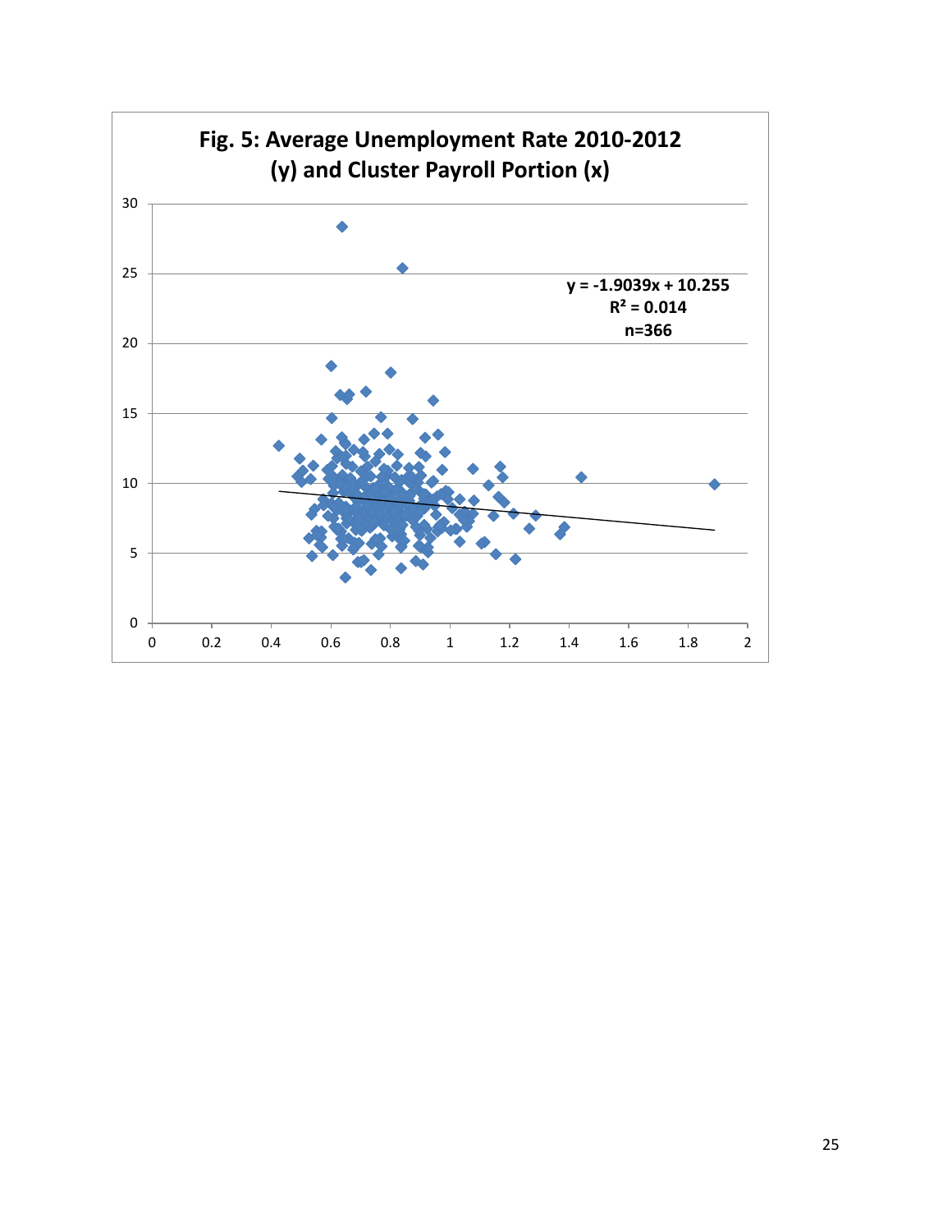**Fig. 5: Average Unemployment Rate 2010-2012 (y) and Cluster Payroll Portion (x)**

$y = -1.9039x + 10.255$

$R^2 = 0.014$

n=366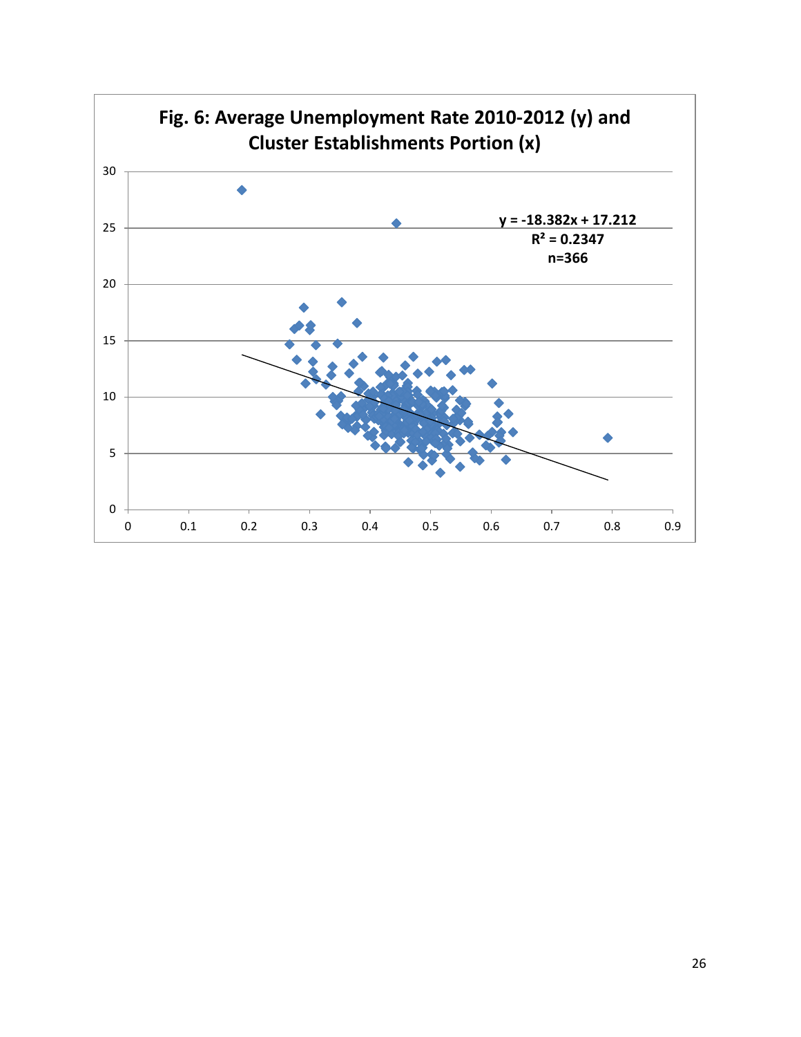**Fig. 6: Average Unemployment Rate 2010-2012 (y) and Cluster Establishments Portion (x)**

$y = -18.382x + 17.212$

$R^2 = 0.2347$

n=366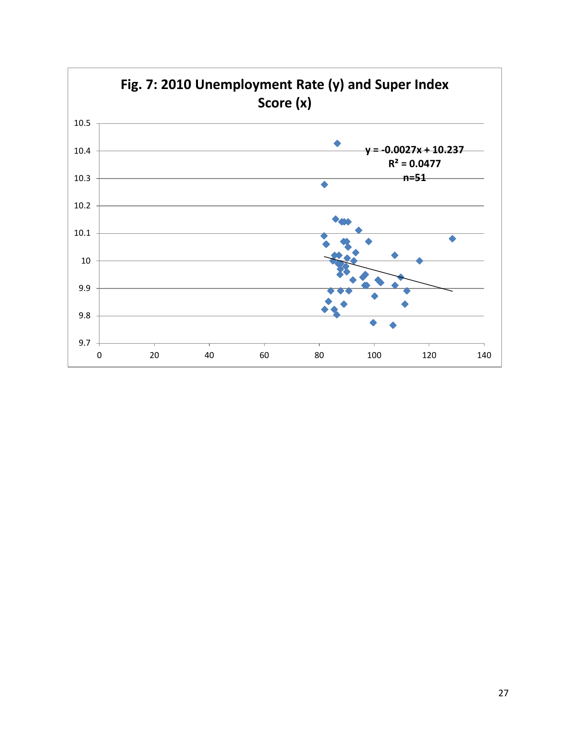**Fig. 7: 2010 Unemployment Rate (y) and Super Index Score (x)**

$y = -0.0027x + 10.237$

$R^2 = 0.0477$

n=51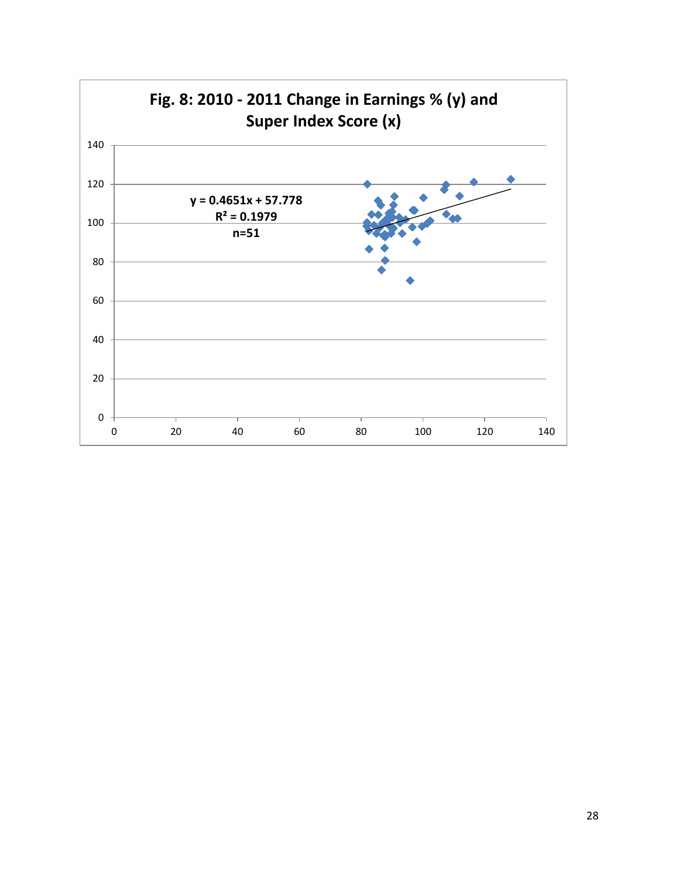**Fig. 8: 2010 - 2011 Change in Earnings % (y) and Super Index Score (x)**

$y = 0.4651x + 57.778$

$R^2 = 0.1979$

n=51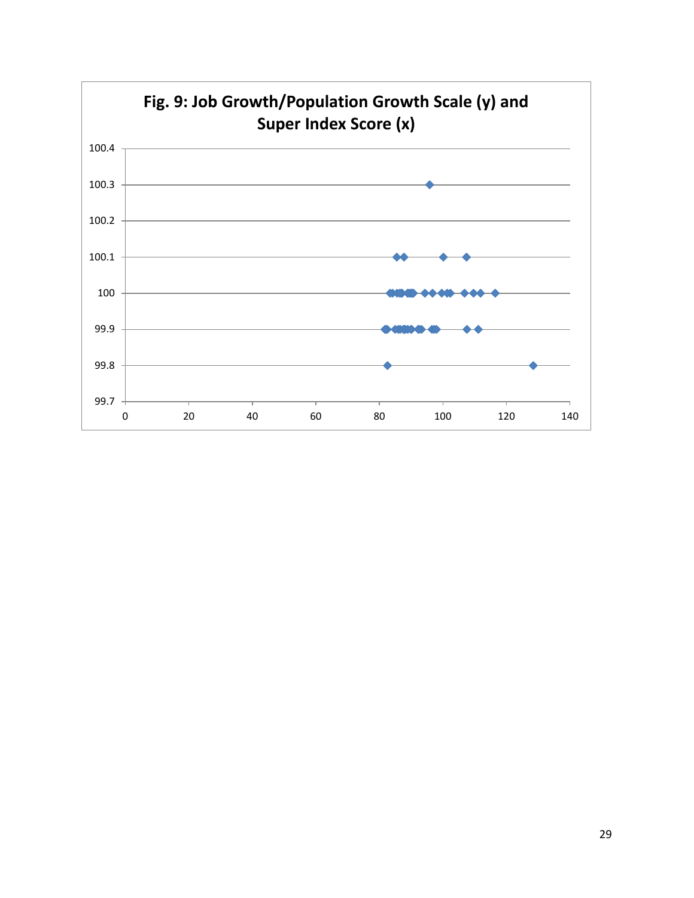**Fig. 9: Job Growth/Population Growth Scale (y) and Super Index Score (x)**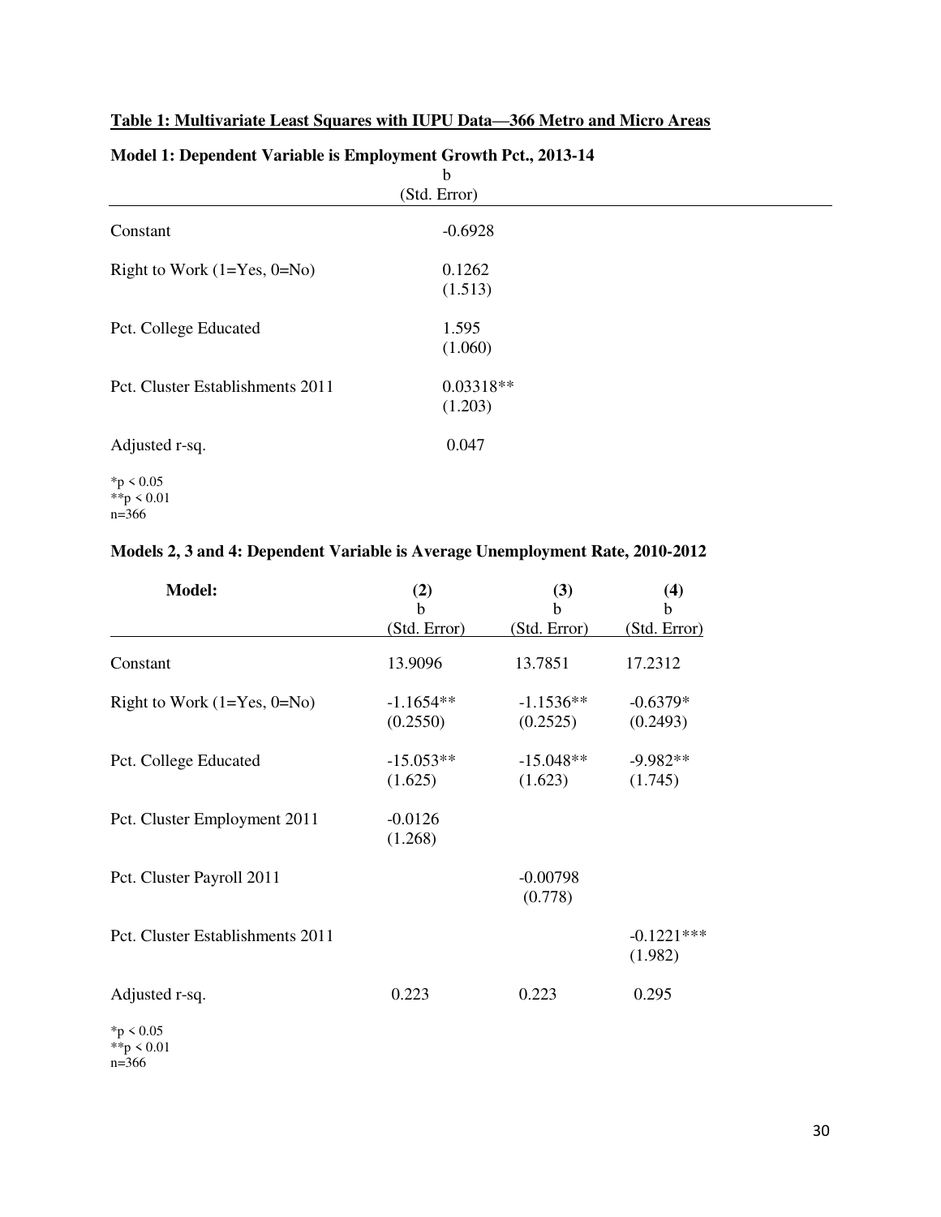**Table 1: Multivariate Least Squares with IUPU Data—366 Metro and Micro Areas**

**Model 1: Dependent Variable is Employment Growth Pct., 2013-14**

| | b (Std. Error) |
|---|---|
| Constant | -0.6928 |
| Right to Work (1=Yes, 0=No) | 0.1262 (1.513) |
| Pct. College Educated | 1.595 (1.060) |
| Pct. Cluster Establishments 2011 | 0.03318** (1.203) |
| Adjusted r-sq. | 0.047 |

*p < 0.05  
**p < 0.01  
n=366

**Models 2, 3 and 4: Dependent Variable is Average Unemployment Rate, 2010-2012**

| Model: | (2) b (Std. Error) | (3) b (Std. Error) | (4) b (Std. Error) |
|---|---|---|---|
| Constant | 13.9096 | 13.7851 | 17.2312 |
| Right to Work (1=Yes, 0=No) | -1.1654** (0.2550) | -1.1536** (0.2525) | -0.6379* (0.2493) |
| Pct. College Educated | -15.053** (1.625) | -15.048** (1.623) | -9.982** (1.745) |
| Pct. Cluster Employment 2011 | -0.0126 (1.268) | | |
| Pct. Cluster Payroll 2011 | | -0.00798 (0.778) | |
| Pct. Cluster Establishments 2011 | | | -0.1221*** (1.982) |
| Adjusted r-sq. | 0.223 | 0.223 | 0.295 |

*p < 0.05  
**p < 0.01  
n=366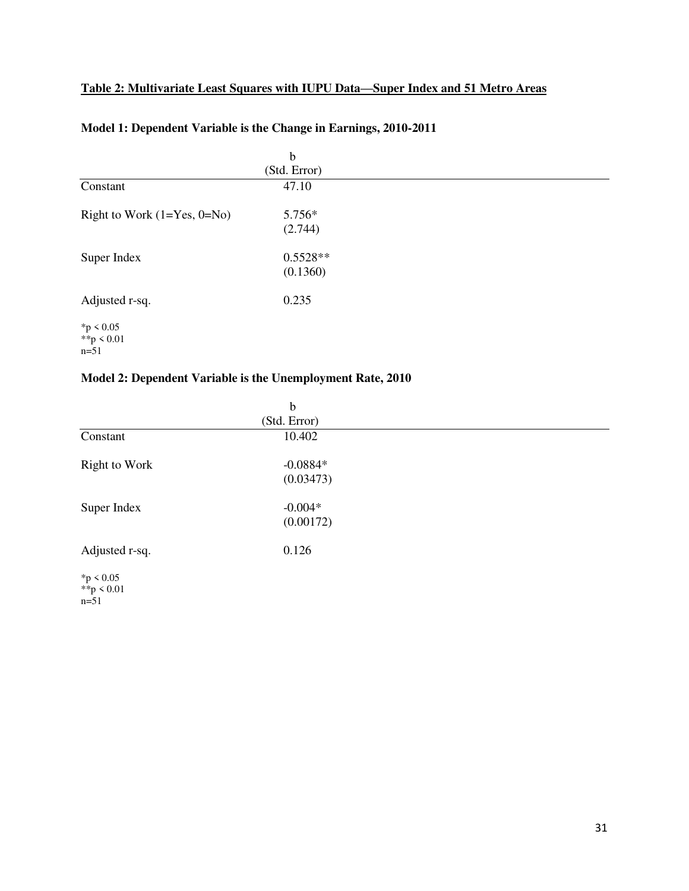**Table 2: Multivariate Least Squares with IUPU Data—Super Index and 51 Metro Areas**

**Model 1: Dependent Variable is the Change in Earnings, 2010-2011**

| | b (Std. Error) |
|---|---|
| Constant | 47.10 |
| Right to Work (1=Yes, 0=No) | 5.756* (2.744) |
| Super Index | 0.5528** (0.1360) |
| Adjusted r-sq. | 0.235 |

*p < 0.05
**p < 0.01
n=51

**Model 2: Dependent Variable is the Unemployment Rate, 2010**

| | b (Std. Error) |
|---|---|
| Constant | 10.402 |
| Right to Work | -0.0884* (0.03473) |
| Super Index | -0.004* (0.00172) |
| Adjusted r-sq. | 0.126 |

*p < 0.05
**p < 0.01
n=51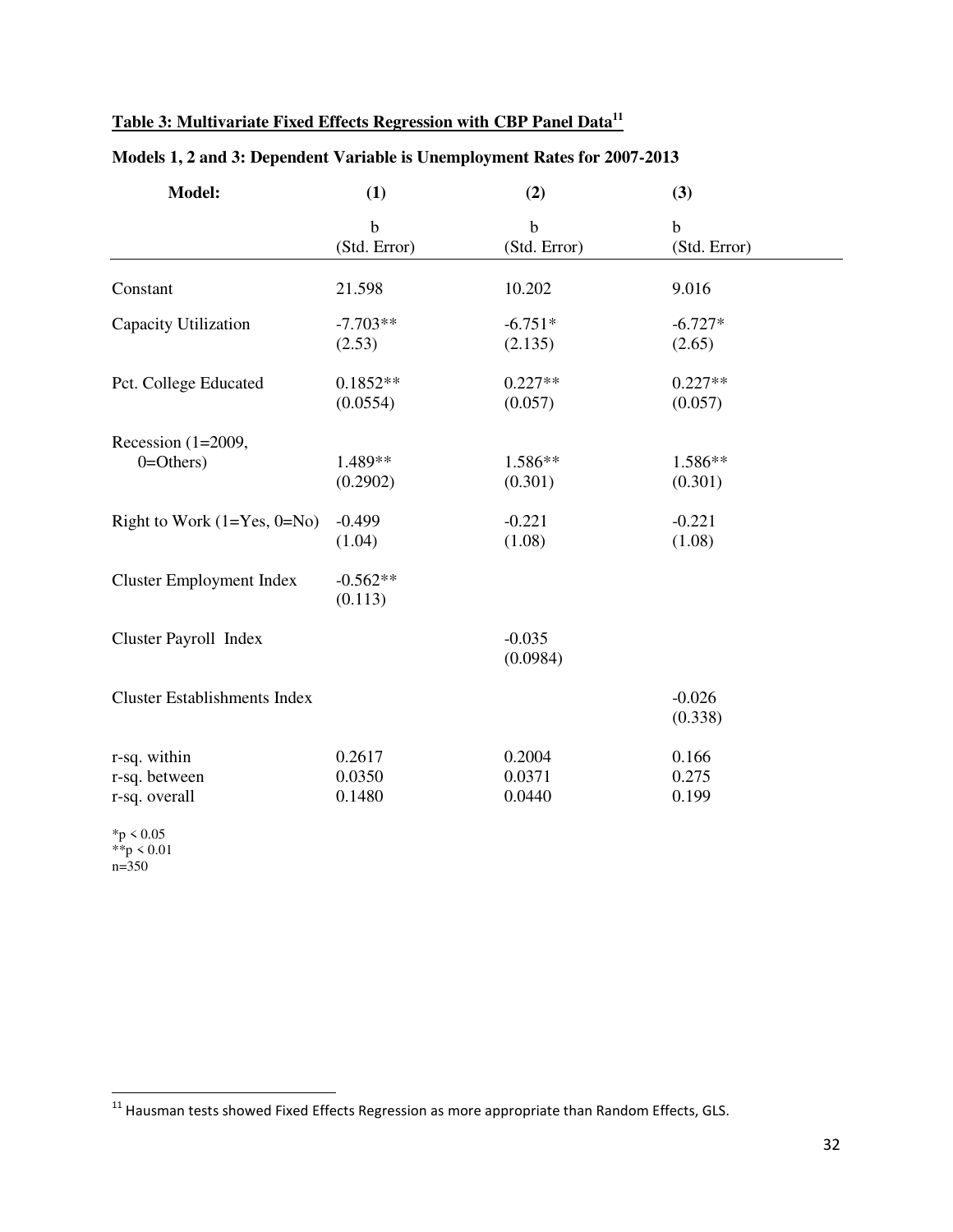**Table 3: Multivariate Fixed Effects Regression with CBP Panel Data[11]**

**Models 1, 2 and 3: Dependent Variable is Unemployment Rates for 2007-2013**

| **Model:** | **(1)** | **(2)** | **(3)** |
|---|---|---|---|
| | b (Std. Error) | b (Std. Error) | b (Std. Error) |
| Constant | 21.598 | 10.202 | 9.016 |
| Capacity Utilization | -7.703** (2.53) | -6.751* (2.135) | -6.727* (2.65) |
| Pct. College Educated | 0.1852** (0.0554) | 0.227** (0.057) | 0.227** (0.057) |
| Recession (1=2009, 0=Others) | 1.489** (0.2902) | 1.586** (0.301) | 1.586** (0.301) |
| Right to Work (1=Yes, 0=No) | -0.499 (1.04) | -0.221 (1.08) | -0.221 (1.08) |
| Cluster Employment Index | -0.562** (0.113) | | |
| Cluster Payroll Index | | -0.035 (0.0984) | |
| Cluster Establishments Index | | | -0.026 (0.338) |
| r-sq. within | 0.2617 | 0.2004 | 0.166 |
| r-sq. between | 0.0350 | 0.0371 | 0.275 |
| r-sq. overall | 0.1480 | 0.0440 | 0.199 |

*p < 0.05
**p < 0.01
n=350

[11] Hausman tests showed Fixed Effects Regression as more appropriate than Random Effects, GLS.